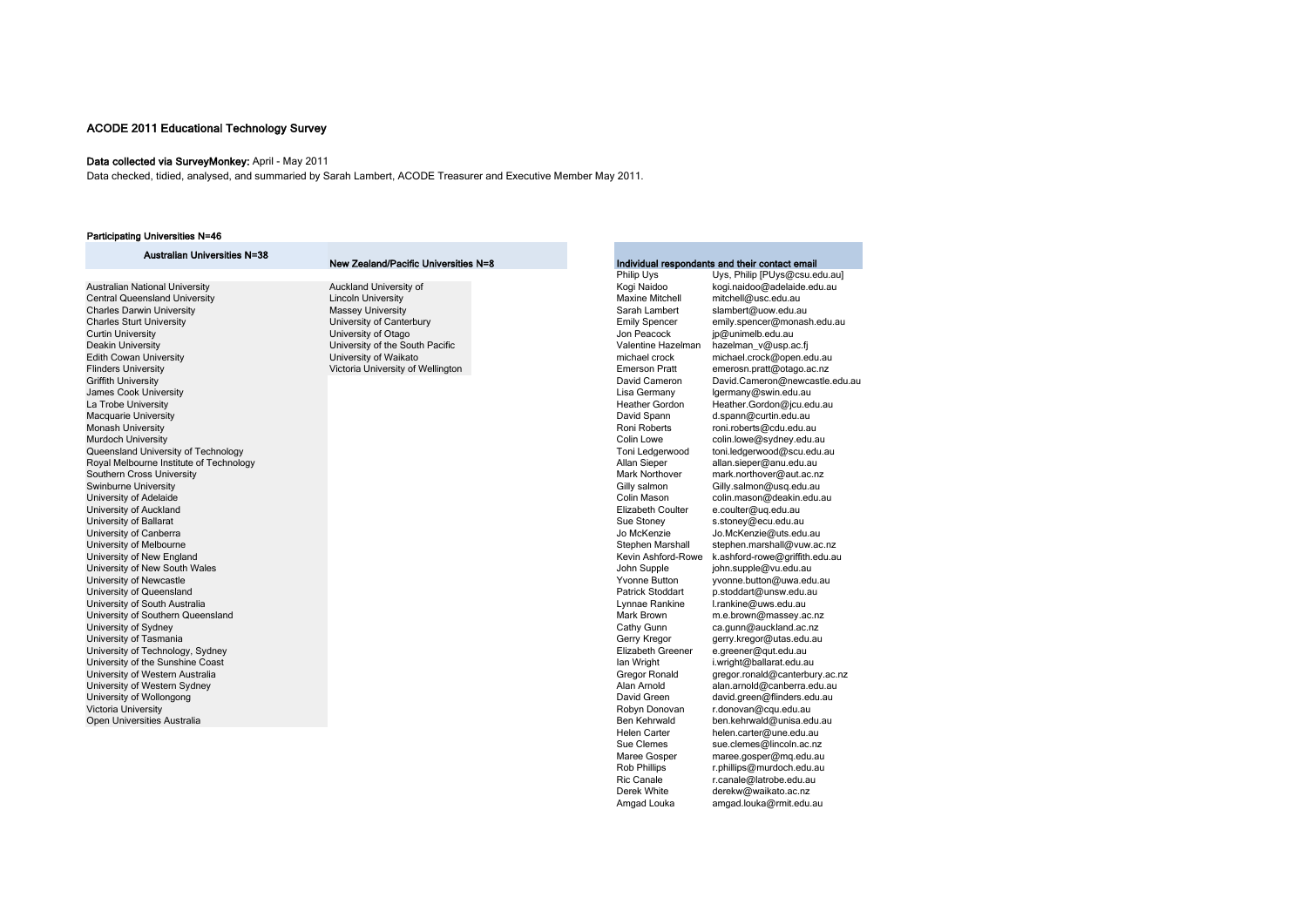# ACODE 2011 Educational Technology Survey

**Data collected via SurveyMonkey:** April - May 2011

Data checked, tidied, analysed, and summaried by Sarah Lambert, ACODE Treasurer and Executive Member May 2011.

**Participating Universities N=46**

| Australian Universities N=38 | New Zealand/Pacific Universities N=8 |
|---|---|
| Australian National University | Auckland University of |
| Central Queensland University | Lincoln University |
| Charles Darwin University | Massey University |
| Charles Sturt University | University of Canterbury |
| Curtin University | University of Otago |
| Deakin University | University of the South Pacific |
| Edith Cowan University | University of Waikato |
| Flinders University | Victoria University of Wellington |
| Griffith University | |
| James Cook University | |
| La Trobe University | |
| Macquarie University | |
| Monash University | |
| Murdoch University | |
| Queensland University of Technology | |
| Royal Melbourne Institute of Technology | |
| Southern Cross University | |
| Swinburne University | |
| University of Adelaide | |
| University of Auckland | |
| University of Ballarat | |
| University of Canberra | |
| University of Melbourne | |
| University of New England | |
| University of New South Wales | |
| University of Newcastle | |
| University of Queensland | |
| University of South Australia | |
| University of Southern Queensland | |
| University of Sydney | |
| University of Tasmania | |
| University of Technology, Sydney | |
| University of the Sunshine Coast | |
| University of Western Australia | |
| University of Western Sydney | |
| University of Wollongong | |
| Victoria University | |
| Open Universities Australia | |

**Individual respondants and their contact email**

| Name | Email |
|---|---|
| Philip Uys | Uys, Philip [PUys@csu.edu.au] |
| Kogi Naidoo | kogi.naidoo@adelaide.edu.au |
| Maxine Mitchell | mitchell@usc.edu.au |
| Sarah Lambert | slambert@uow.edu.au |
| Emily Spencer | emily.spencer@monash.edu.au |
| Jon Peacock | jp@unimelb.edu.au |
| Valentine Hazelman | hazelman_v@usp.ac.fj |
| michael crock | michael.crock@open.edu.au |
| Emerson Pratt | emerosn.pratt@otago.ac.nz |
| David Cameron | David.Cameron@newcastle.edu.au |
| Lisa Germany | lgermany@swin.edu.au |
| Heather Gordon | Heather.Gordon@jcu.edu.au |
| David Spann | d.spann@curtin.edu.au |
| Roni Roberts | roni.roberts@cdu.edu.au |
| Colin Lowe | colin.lowe@sydney.edu.au |
| Toni Ledgerwood | toni.ledgerwood@scu.edu.au |
| Allan Sieper | allan.sieper@anu.edu.au |
| Mark Northover | mark.northover@aut.ac.nz |
| Gilly salmon | Gilly.salmon@usq.edu.au |
| Colin Mason | colin.mason@deakin.edu.au |
| Elizabeth Coulter | e.coulter@uq.edu.au |
| Sue Stoney | s.stoney@ecu.edu.au |
| Jo McKenzie | Jo.McKenzie@uts.edu.au |
| Stephen Marshall | stephen.marshall@vuw.ac.nz |
| Kevin Ashford-Rowe | k.ashford-rowe@griffith.edu.au |
| John Supple | john.supple@vu.edu.au |
| Yvonne Button | yvonne.button@uwa.edu.au |
| Patrick Stoddart | p.stoddart@unsw.edu.au |
| Lynnae Rankine | l.rankine@uws.edu.au |
| Mark Brown | m.e.brown@massey.ac.nz |
| Cathy Gunn | ca.gunn@auckland.ac.nz |
| Gerry Kregor | gerry.kregor@utas.edu.au |
| Elizabeth Greener | e.greener@qut.edu.au |
| Ian Wright | i.wright@ballarat.edu.au |
| Gregor Ronald | gregor.ronald@canterbury.ac.nz |
| Alan Arnold | alan.arnold@canberra.edu.au |
| David Green | david.green@flinders.edu.au |
| Robyn Donovan | r.donovan@cqu.edu.au |
| Ben Kehrwald | ben.kehrwald@unisa.edu.au |
| Helen Carter | helen.carter@une.edu.au |
| Sue Clemes | sue.clemes@lincoln.ac.nz |
| Maree Gosper | maree.gosper@mq.edu.au |
| Rob Phillips | r.phillips@murdoch.edu.au |
| Ric Canale | r.canale@latrobe.edu.au |
| Derek White | derekw@waikato.ac.nz |
| Amgad Louka | amgad.louka@rmit.edu.au |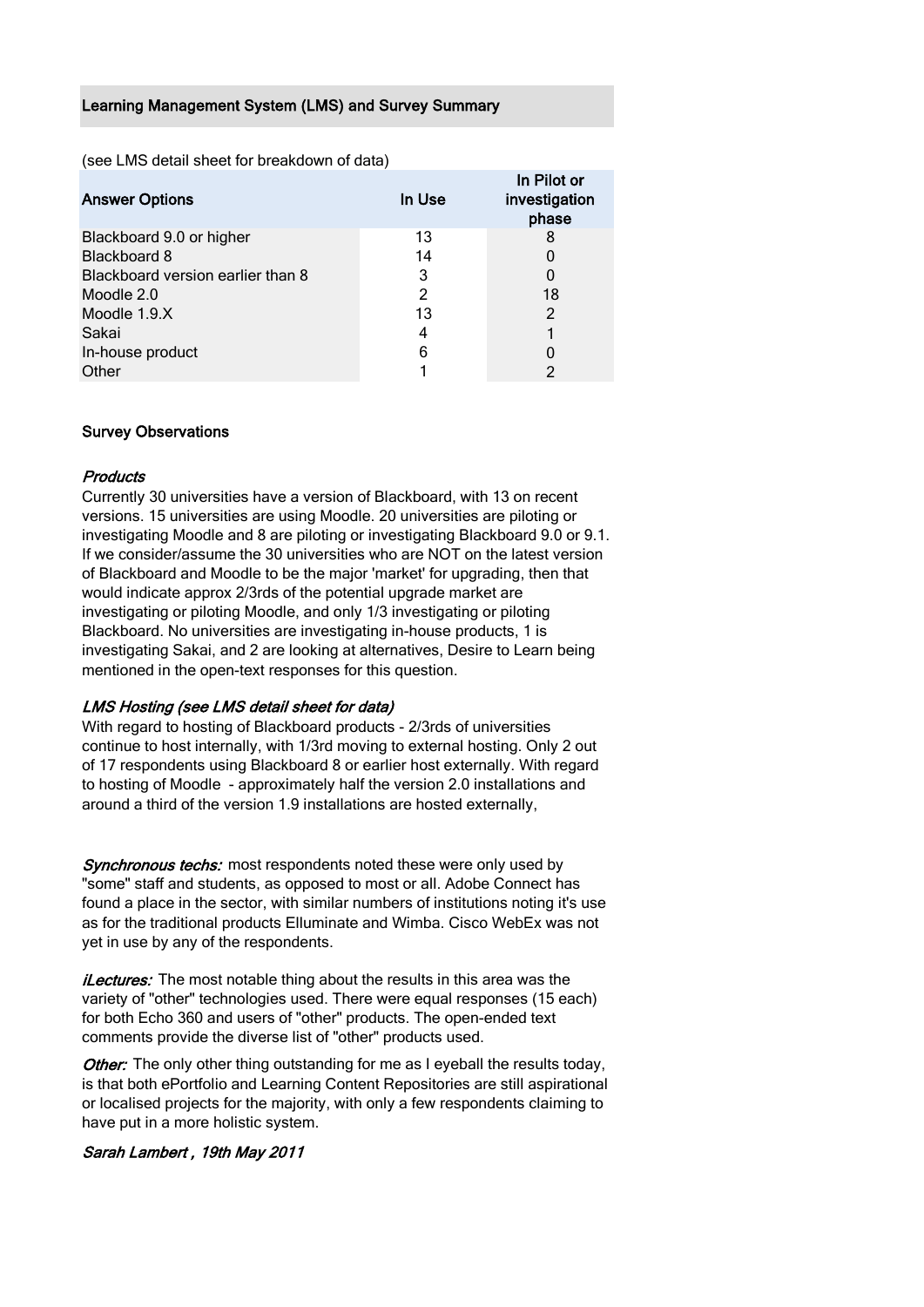## Learning Management System (LMS) and Survey Summary

(see LMS detail sheet for breakdown of data)

| Answer Options | In Use | In Pilot or investigation phase |
|---|---|---|
| Blackboard 9.0 or higher | 13 | 8 |
| Blackboard 8 | 14 | 0 |
| Blackboard version earlier than 8 | 3 | 0 |
| Moodle 2.0 | 2 | 18 |
| Moodle 1.9.X | 13 | 2 |
| Sakai | 4 | 1 |
| In-house product | 6 | 0 |
| Other | 1 | 2 |

### Survey Observations

#### *Products*

Currently 30 universities have a version of Blackboard, with 13 on recent versions. 15 universities are using Moodle. 20 universities are piloting or investigating Moodle and 8 are piloting or investigating Blackboard 9.0 or 9.1. If we consider/assume the 30 universities who are NOT on the latest version of Blackboard and Moodle to be the major 'market' for upgrading, then that would indicate approx 2/3rds of the potential upgrade market are investigating or piloting Moodle, and only 1/3 investigating or piloting Blackboard. No universities are investigating in-house products, 1 is investigating Sakai, and 2 are looking at alternatives, Desire to Learn being mentioned in the open-text responses for this question.

#### *LMS Hosting (see LMS detail sheet for data)*

With regard to hosting of Blackboard products - 2/3rds of universities continue to host internally, with 1/3rd moving to external hosting. Only 2 out of 17 respondents using Blackboard 8 or earlier host externally. With regard to hosting of Moodle - approximately half the version 2.0 installations and around a third of the version 1.9 installations are hosted externally,

***Synchronous techs:*** most respondents noted these were only used by "some" staff and students, as opposed to most or all. Adobe Connect has found a place in the sector, with similar numbers of institutions noting it's use as for the traditional products Elluminate and Wimba. Cisco WebEx was not yet in use by any of the respondents.

***iLectures:*** The most notable thing about the results in this area was the variety of "other" technologies used. There were equal responses (15 each) for both Echo 360 and users of "other" products. The open-ended text comments provide the diverse list of "other" products used.

***Other:*** The only other thing outstanding for me as I eyeball the results today, is that both ePortfolio and Learning Content Repositories are still aspirational or localised projects for the majority, with only a few respondents claiming to have put in a more holistic system.

*Sarah Lambert , 19th May 2011*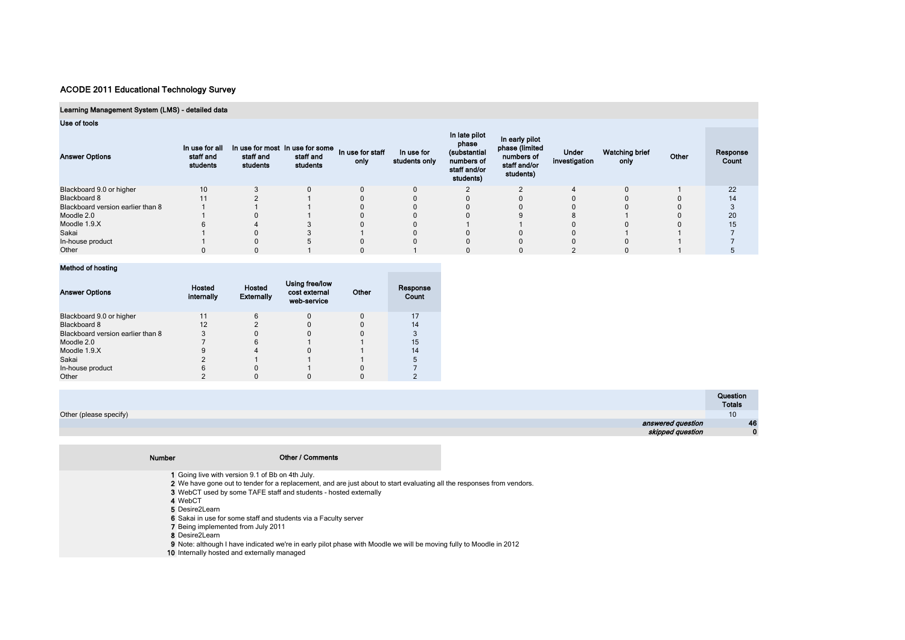## ACODE 2011 Educational Technology Survey

### Learning Management System (LMS) - detailed data

#### Use of tools

| Answer Options | In use for all staff and students | In use for most staff and students | In use for some staff and students | In use for staff only | In use for students only | In late pilot phase (substantial numbers of staff and/or students) | In early pilot phase (limited numbers of staff and/or students) | Under investigation | Watching brief only | Other | Response Count |
|---|---|---|---|---|---|---|---|---|---|---|---|
| Blackboard 9.0 or higher | 10 | 3 | 0 | 0 | 0 | 2 | 2 | 4 | 0 | 1 | 22 |
| Blackboard 8 | 11 | 2 | 1 | 0 | 0 | 0 | 0 | 0 | 0 | 0 | 14 |
| Blackboard version earlier than 8 | 1 | 1 | 1 | 0 | 0 | 0 | 0 | 0 | 0 | 0 | 3 |
| Moodle 2.0 | 1 | 0 | 1 | 0 | 0 | 0 | 9 | 8 | 1 | 0 | 20 |
| Moodle 1.9.X | 6 | 4 | 3 | 0 | 0 | 1 | 1 | 0 | 0 | 0 | 15 |
| Sakai | 1 | 0 | 3 | 1 | 0 | 0 | 0 | 0 | 1 | 1 | 7 |
| In-house product | 1 | 0 | 5 | 0 | 0 | 0 | 0 | 0 | 0 | 1 | 7 |
| Other | 0 | 0 | 1 | 0 | 1 | 0 | 0 | 2 | 0 | 1 | 5 |

#### Method of hosting

| Answer Options | Hosted internally | Hosted Externally | Using free/low cost external web-service | Other | Response Count |
|---|---|---|---|---|---|
| Blackboard 9.0 or higher | 11 | 6 | 0 | 0 | 17 |
| Blackboard 8 | 12 | 2 | 0 | 0 | 14 |
| Blackboard version earlier than 8 | 3 | 0 | 0 | 0 | 3 |
| Moodle 2.0 | 7 | 6 | 1 | 1 | 15 |
| Moodle 1.9.X | 9 | 4 | 0 | 1 | 14 |
| Sakai | 2 | 1 | 1 | 1 | 5 |
| In-house product | 6 | 0 | 1 | 0 | 7 |
| Other | 2 | 0 | 0 | 0 | 2 |

| | Question Totals |
|---|---|
| Other (please specify) | 10 |
| *answered question* | 46 |
| *skipped question* | 0 |

| Number | Other / Comments |
|---|---|
| 1 | Going live with version 9.1 of Bb on 4th July. |
| 2 | We have gone out to tender for a replacement, and are just about to start evaluating all the responses from vendors. |
| 3 | WebCT used by some TAFE staff and students - hosted externally |
| 4 | WebCT |
| 5 | Desire2Learn |
| 6 | Sakai in use for some staff and students via a Faculty server |
| 7 | Being implemented from July 2011 |
| 8 | Desire2Learn |
| 9 | Note: although I have indicated we're in early pilot phase with Moodle we will be moving fully to Moodle in 2012 |
| 10 | Internally hosted and externally managed |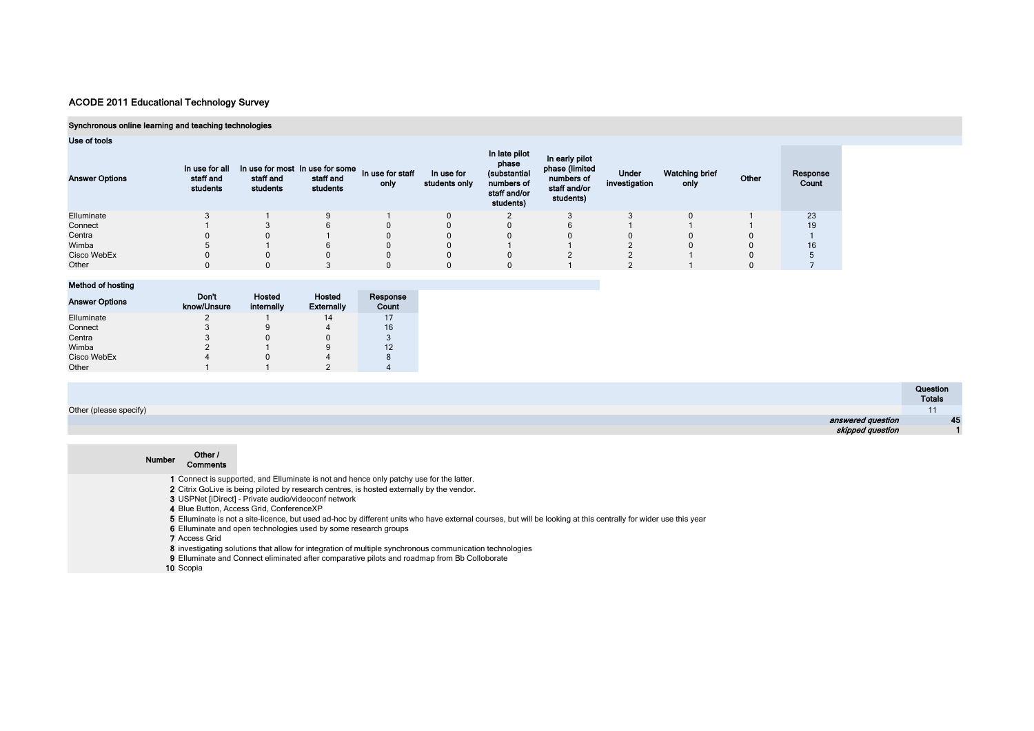## ACODE 2011 Educational Technology Survey

### Synchronous online learning and teaching technologies

#### Use of tools

| Answer Options | In use for all staff and students | In use for most staff and students | In use for some staff and students | In use for staff only | In use for students only | In late pilot phase (substantial numbers of staff and/or students) | In early pilot phase (limited numbers of staff and/or students) | Under investigation | Watching brief only | Other | Response Count |
|---|---|---|---|---|---|---|---|---|---|---|---|
| Elluminate | 3 | 1 | 9 | 1 | 0 | 2 | 3 | 3 | 0 | 1 | 23 |
| Connect | 1 | 3 | 6 | 0 | 0 | 0 | 6 | 1 | 1 | 1 | 19 |
| Centra | 0 | 0 | 1 | 0 | 0 | 0 | 0 | 0 | 0 | 0 | 1 |
| Wimba | 5 | 1 | 6 | 0 | 0 | 1 | 1 | 2 | 0 | 0 | 16 |
| Cisco WebEx | 0 | 0 | 0 | 0 | 0 | 0 | 2 | 2 | 1 | 0 | 5 |
| Other | 0 | 0 | 3 | 0 | 0 | 0 | 1 | 2 | 1 | 0 | 7 |

#### Method of hosting

| Answer Options | Don't know/Unsure | Hosted internally | Hosted Externally | Response Count |
|---|---|---|---|---|
| Elluminate | 2 | 1 | 14 | 17 |
| Connect | 3 | 9 | 4 | 16 |
| Centra | 3 | 0 | 0 | 3 |
| Wimba | 2 | 1 | 9 | 12 |
| Cisco WebEx | 4 | 0 | 4 | 8 |
| Other | 1 | 1 | 2 | 4 |

| | Question Totals |
|---|---|
| Other (please specify) | 11 |
| *answered question* | 45 |
| *skipped question* | 1 |

| Number | Other / Comments |
|---|---|
| 1 | Connect is supported, and Elluminate is not and hence only patchy use for the latter. |
| 2 | Citrix GoLive is being piloted by research centres, is hosted externally by the vendor. |
| 3 | USPNet [iDirect] - Private audio/videoconf network |
| 4 | Blue Button, Access Grid, ConferenceXP |
| 5 | Elluminate is not a site-licence, but used ad-hoc by different units who have external courses, but will be looking at this centrally for wider use this year |
| 6 | Elluminate and open technologies used by some research groups |
| 7 | Access Grid |
| 8 | investigating solutions that allow for integration of multiple synchronous communication technologies |
| 9 | Elluminate and Connect eliminated after comparative pilots and roadmap from Bb Colloborate |
| 10 | Scopia |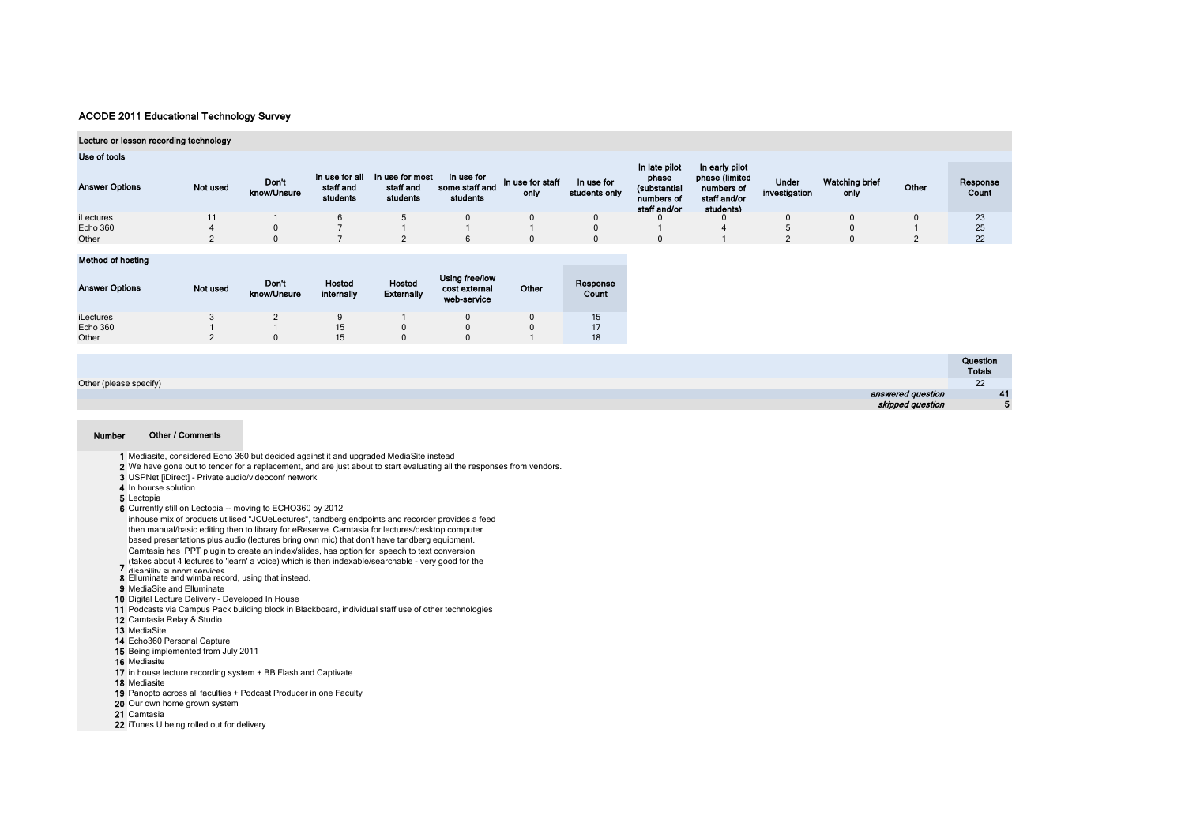# ACODE 2011 Educational Technology Survey

## Lecture or lesson recording technology

### Use of tools

| Answer Options | Not used | Don't know/Unsure | In use for all staff and students | In use for most staff and students | In use for some staff and students | In use for staff only | In use for students only | In late pilot phase (substantial numbers of staff and/or | In early pilot phase (limited numbers of staff and/or students) | Under investigation | Watching brief only | Other | Response Count |
|---|---|---|---|---|---|---|---|---|---|---|---|---|---|
| iLectures | 11 | 1 | 6 | 5 | 0 | 0 | 0 | 0 | 0 | 0 | 0 | 0 | 23 |
| Echo 360 | 4 | 0 | 7 | 1 | 1 | 1 | 0 | 1 | 4 | 5 | 0 | 1 | 25 |
| Other | 2 | 0 | 7 | 2 | 6 | 0 | 0 | 0 | 1 | 2 | 0 | 2 | 22 |

### Method of hosting

| Answer Options | Not used | Don't know/Unsure | Hosted internally | Hosted Externally | Using free/low cost external web-service | Other | Response Count |
|---|---|---|---|---|---|---|---|
| iLectures | 3 | 2 | 9 | 1 | 0 | 0 | 15 |
| Echo 360 | 1 | 1 | 15 | 0 | 0 | 0 | 17 |
| Other | 2 | 0 | 15 | 0 | 0 | 1 | 18 |

| | Question Totals |
|---|---|
| Other (please specify) | 22 |
| *answered question* | 41 |
| *skipped question* | 5 |

| Number | Other / Comments |
|---|---|
| 1 | Mediasite, considered Echo 360 but decided against it and upgraded MediaSite instead |
| 2 | We have gone out to tender for a replacement, and are just about to start evaluating all the responses from vendors. |
| 3 | USPNet [iDirect] - Private audio/videoconf network |
| 4 | In hourse solution |
| 5 | Lectopia |
| 6 | Currently still on Lectopia -- moving to ECHO360 by 2012 |
| 7 | inhouse mix of products utilised "JCUeLectures", tandberg endpoints and recorder provides a feed then manual/basic editing then to library for eReserve. Camtasia for lectures/desktop computer based presentations plus audio (lectures bring own mic) that don't have tandberg equipment. Camtasia has PPT plugin to create an index/slides, has option for speech to text conversion (takes about 4 lectures to 'learn' a voice) which is then indexable/searchable - very good for the disability support services |
| 8 | Elluminate and wimba record, using that instead. |
| 9 | MediaSite and Elluminate |
| 10 | Digital Lecture Delivery - Developed In House |
| 11 | Podcasts via Campus Pack building block in Blackboard, individual staff use of other technologies |
| 12 | Camtasia Relay & Studio |
| 13 | MediaSite |
| 14 | Echo360 Personal Capture |
| 15 | Being implemented from July 2011 |
| 16 | Mediasite |
| 17 | in house lecture recording system + BB Flash and Captivate |
| 18 | Mediasite |
| 19 | Panopto across all faculties + Podcast Producer in one Faculty |
| 20 | Our own home grown system |
| 21 | Camtasia |
| 22 | iTunes U being rolled out for delivery |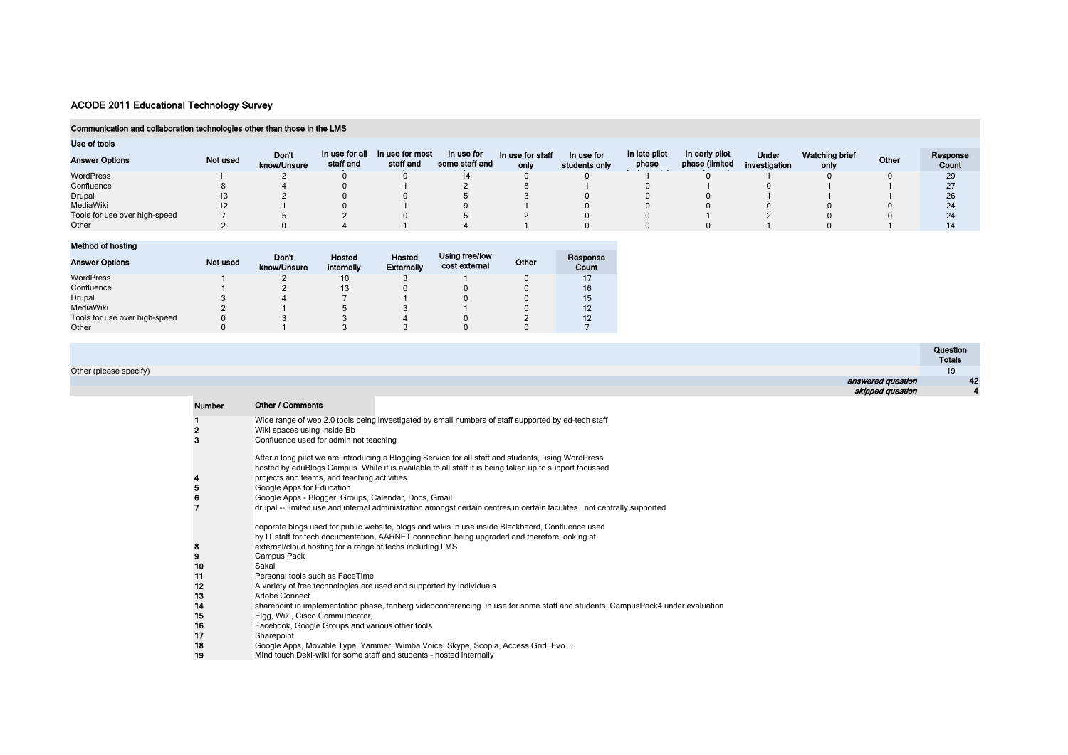## ACODE 2011 Educational Technology Survey

### Communication and collaboration technologies other than those in the LMS

**Use of tools**

| Answer Options | Not used | Don't know/Unsure | In use for all staff and | In use for most staff and | In use for some staff and | In use for staff only | In use for students only | In late pilot phase | In early pilot phase (limited | Under investigation | Watching brief only | Other | Response Count |
|---|---|---|---|---|---|---|---|---|---|---|---|---|---|
| WordPress | 11 | 2 | 0 | 0 | 14 | 0 | 0 | 1 | 0 | 1 | 0 | 0 | 29 |
| Confluence | 8 | 4 | 0 | 1 | 2 | 8 | 1 | 0 | 1 | 0 | 1 | 1 | 27 |
| Drupal | 13 | 2 | 0 | 0 | 5 | 3 | 0 | 0 | 0 | 1 | 1 | 1 | 26 |
| MediaWiki | 12 | 1 | 0 | 1 | 9 | 1 | 0 | 0 | 0 | 0 | 0 | 0 | 24 |
| Tools for use over high-speed | 7 | 5 | 2 | 0 | 5 | 2 | 0 | 0 | 1 | 2 | 0 | 0 | 24 |
| Other | 2 | 0 | 4 | 1 | 4 | 1 | 0 | 0 | 0 | 1 | 0 | 1 | 14 |

**Method of hosting**

| Answer Options | Not used | Don't know/Unsure | Hosted internally | Hosted Externally | Using free/low cost external | Other | Response Count |
|---|---|---|---|---|---|---|---|
| WordPress | 1 | 2 | 10 | 3 | 1 | 0 | 17 |
| Confluence | 1 | 2 | 13 | 0 | 0 | 0 | 16 |
| Drupal | 3 | 4 | 7 | 1 | 0 | 0 | 15 |
| MediaWiki | 2 | 1 | 5 | 3 | 1 | 0 | 12 |
| Tools for use over high-speed | 0 | 3 | 3 | 4 | 0 | 2 | 12 |
| Other | 0 | 1 | 3 | 3 | 0 | 0 | 7 |

| | Question Totals |
|---|---|
| Other (please specify) | 19 |
| *answered question* | 42 |
| *skipped question* | 4 |

| Number | Other / Comments |
|---|---|
| 1 | Wide range of web 2.0 tools being investigated by small numbers of staff supported by ed-tech staff |
| 2 | Wiki spaces using inside Bb |
| 3 | Confluence used for admin not teaching |
| 4 | After a long pilot we are introducing a Blogging Service for all staff and students, using WordPress hosted by eduBlogs Campus. While it is available to all staff it is being taken up to support focussed projects and teams, and teaching activities. |
| 5 | Google Apps for Education |
| 6 | Google Apps - Blogger, Groups, Calendar, Docs, Gmail |
| 7 | drupal -- limited use and internal administration amongst certain centres in certain faculites. not centrally supported |
| 8 | coporate blogs used for public website, blogs and wikis in use inside Blackbaord, Confluence used by IT staff for tech documentation, AARNET connection being upgraded and therefore looking at external/cloud hosting for a range of techs including LMS |
| 9 | Campus Pack |
| 10 | Sakai |
| 11 | Personal tools such as FaceTime |
| 12 | A variety of free technologies are used and supported by individuals |
| 13 | Adobe Connect |
| 14 | sharepoint in implementation phase, tanberg videoconferencing in use for some staff and students, CampusPack4 under evaluation |
| 15 | Elgg, Wiki, Cisco Communicator, |
| 16 | Facebook, Google Groups and various other tools |
| 17 | Sharepoint |
| 18 | Google Apps, Movable Type, Yammer, Wimba Voice, Skype, Scopia, Access Grid, Evo ... |
| 19 | Mind touch Deki-wiki for some staff and students - hosted internally |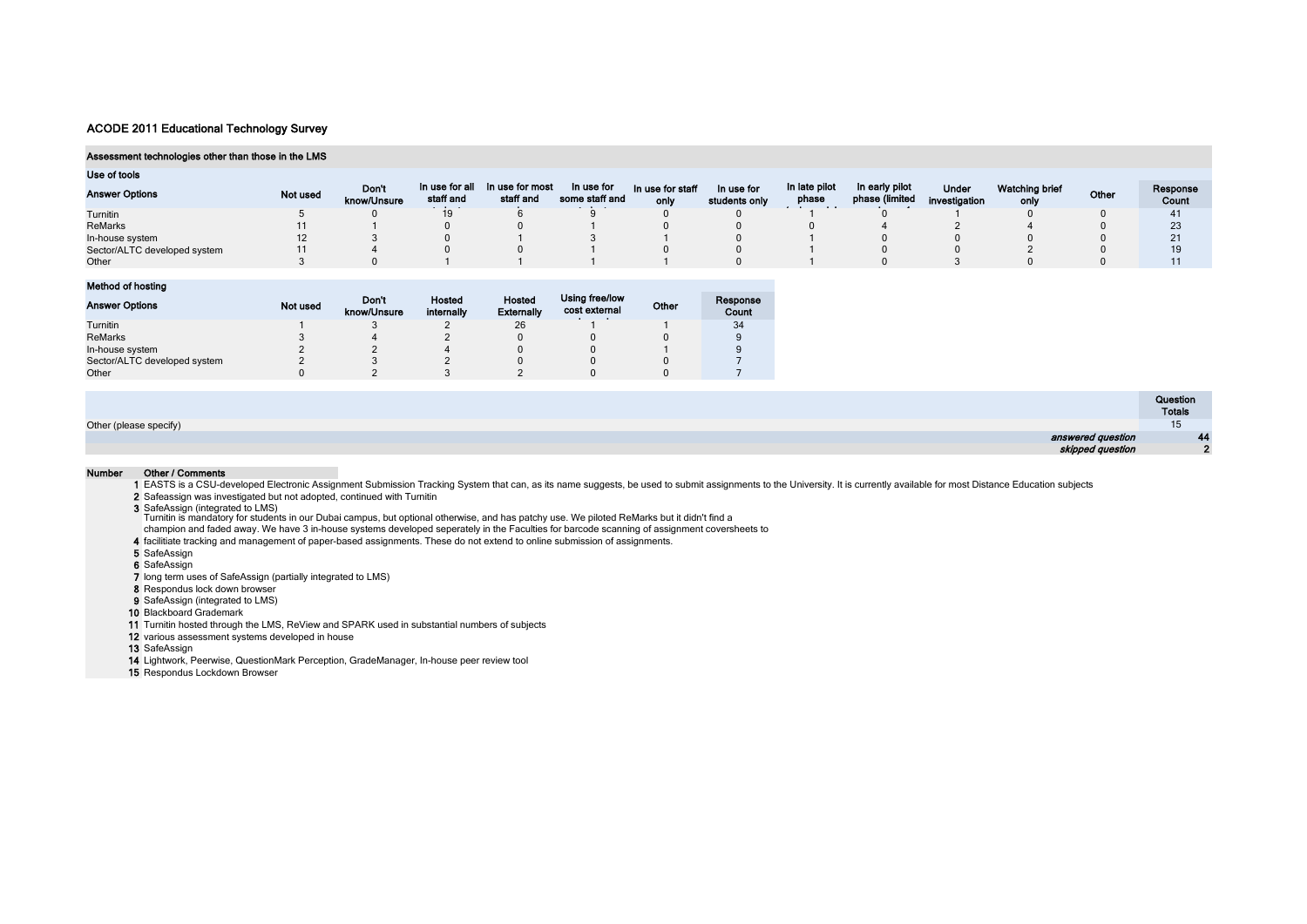## ACODE 2011 Educational Technology Survey

### Assessment technologies other than those in the LMS

**Use of tools**

| Answer Options | Not used | Don't know/Unsure | In use for all staff and | In use for most staff and | In use for some staff and | In use for staff only | In use for students only | In late pilot phase | In early pilot phase (limited | Under investigation | Watching brief only | Other | Response Count |
|---|---|---|---|---|---|---|---|---|---|---|---|---|---|
| Turnitin | 5 | 0 | 19 | 6 | 9 | 0 | 0 | 1 | 0 | 1 | 0 | 0 | 41 |
| ReMarks | 11 | 1 | 0 | 0 | 1 | 0 | 0 | 0 | 4 | 2 | 4 | 0 | 23 |
| In-house system | 12 | 3 | 0 | 1 | 3 | 1 | 0 | 1 | 0 | 0 | 0 | 0 | 21 |
| Sector/ALTC developed system | 11 | 4 | 0 | 0 | 1 | 0 | 0 | 1 | 0 | 0 | 2 | 0 | 19 |
| Other | 3 | 0 | 1 | 1 | 1 | 1 | 0 | 1 | 0 | 3 | 0 | 0 | 11 |

**Method of hosting**

| Answer Options | Not used | Don't know/Unsure | Hosted internally | Hosted Externally | Using free/low cost external | Other | Response Count |
|---|---|---|---|---|---|---|---|
| Turnitin | 1 | 3 | 2 | 26 | 1 | 1 | 34 |
| ReMarks | 3 | 4 | 2 | 0 | 0 | 0 | 9 |
| In-house system | 2 | 2 | 4 | 0 | 0 | 1 | 9 |
| Sector/ALTC developed system | 2 | 3 | 2 | 0 | 0 | 0 | 7 |
| Other | 0 | 2 | 3 | 2 | 0 | 0 | 7 |

| | Question Totals |
|---|---|
| Other (please specify) | 15 |
| *answered question* | 44 |
| *skipped question* | 2 |

| Number | Other / Comments |
|---|---|
| 1 | EASTS is a CSU-developed Electronic Assignment Submission Tracking System that can, as its name suggests, be used to submit assignments to the University. It is currently available for most Distance Education subjects |
| 2 | Safeassign was investigated but not adopted, continued with Turnitin |
| 3 | SafeAssign (integrated to LMS) |
| 4 | Turnitin is mandatory for students in our Dubai campus, but optional otherwise, and has patchy use. We piloted ReMarks but it didn't find a champion and faded away. We have 3 in-house systems developed seperately in the Faculties for barcode scanning of assignment coversheets to facilitiate tracking and management of paper-based assignments. These do not extend to online submission of assignments. |
| 5 | SafeAssign |
| 6 | SafeAssign |
| 7 | long term uses of SafeAssign (partially integrated to LMS) |
| 8 | Respondus lock down browser |
| 9 | SafeAssign (integrated to LMS) |
| 10 | Blackboard Grademark |
| 11 | Turnitin hosted through the LMS, ReView and SPARK used in substantial numbers of subjects |
| 12 | various assessment systems developed in house |
| 13 | SafeAssign |
| 14 | Lightwork, Peerwise, QuestionMark Perception, GradeManager, In-house peer review tool |
| 15 | Respondus Lockdown Browser |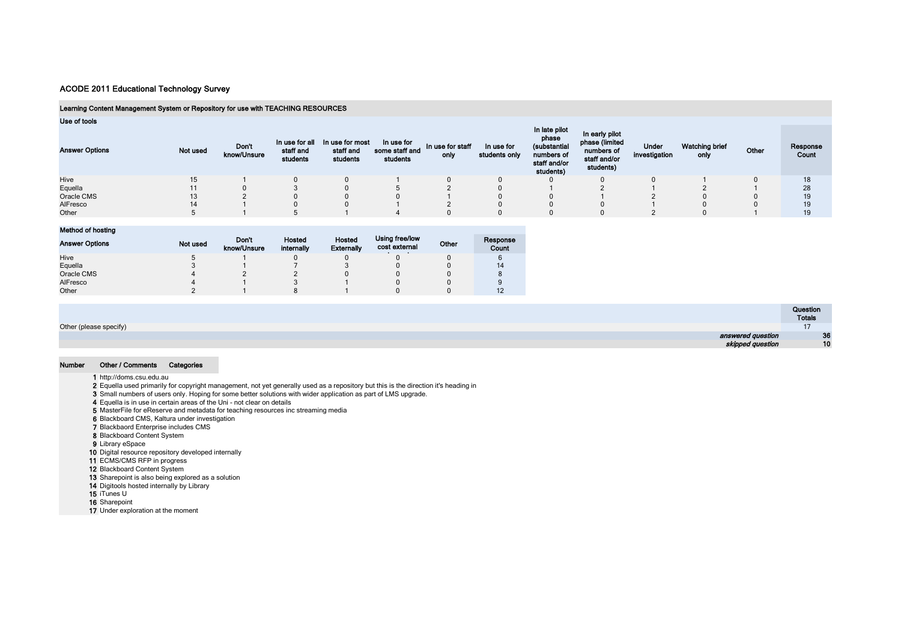# ACODE 2011 Educational Technology Survey

## Learning Content Management System or Repository for use with TEACHING RESOURCES

### Use of tools

| Answer Options | Not used | Don't know/Unsure | In use for all staff and students | In use for most staff and students | In use for some staff and students | In use for staff only | In use for students only | In late pilot phase (substantial numbers of staff and/or students) | In early pilot phase (limited numbers of staff and/or students) | Under investigation | Watching brief only | Other | Response Count |
|---|---|---|---|---|---|---|---|---|---|---|---|---|---|
| Hive | 15 | 1 | 0 | 0 | 1 | 0 | 0 | 0 | 0 | 0 | 1 | 0 | 18 |
| Equella | 11 | 0 | 3 | 0 | 5 | 2 | 0 | 1 | 2 | 1 | 2 | 1 | 28 |
| Oracle CMS | 13 | 2 | 0 | 0 | 0 | 1 | 0 | 0 | 1 | 2 | 0 | 0 | 19 |
| AlFresco | 14 | 1 | 0 | 0 | 1 | 2 | 0 | 0 | 0 | 1 | 0 | 0 | 19 |
| Other | 5 | 1 | 5 | 1 | 4 | 0 | 0 | 0 | 0 | 2 | 0 | 1 | 19 |

### Method of hosting

| Answer Options | Not used | Don't know/Unsure | Hosted internally | Hosted Externally | Using free/low cost external | Other | Response Count |
|---|---|---|---|---|---|---|---|
| Hive | 5 | 1 | 0 | 0 | 0 | 0 | 6 |
| Equella | 3 | 1 | 7 | 3 | 0 | 0 | 14 |
| Oracle CMS | 4 | 2 | 2 | 0 | 0 | 0 | 8 |
| AlFresco | 4 | 1 | 3 | 1 | 0 | 0 | 9 |
| Other | 2 | 1 | 8 | 1 | 0 | 0 | 12 |

| | Question Totals |
|---|---|
| Other (please specify) | 17 |
| *answered question* | 36 |
| *skipped question* | 10 |

| Number | Other / Comments | Categories |
|---|---|---|
| 1 | http://doms.csu.edu.au | |
| 2 | Equella used primarily for copyright management, not yet generally used as a repository but this is the direction it's heading in | |
| 3 | Small numbers of users only. Hoping for some better solutions with wider application as part of LMS upgrade. | |
| 4 | Equella is in use in certain areas of the Uni - not clear on details | |
| 5 | MasterFile for eReserve and metadata for teaching resources inc streaming media | |
| 6 | Blackboard CMS, Kaltura under investigation | |
| 7 | Blackbaord Enterprise includes CMS | |
| 8 | Blackboard Content System | |
| 9 | Library eSpace | |
| 10 | Digital resource repository developed internally | |
| 11 | ECMS/CMS RFP in progress | |
| 12 | Blackboard Content System | |
| 13 | Sharepoint is also being explored as a solution | |
| 14 | Digitools hosted internally by Library | |
| 15 | iTunes U | |
| 16 | Sharepoint | |
| 17 | Under exploration at the moment | |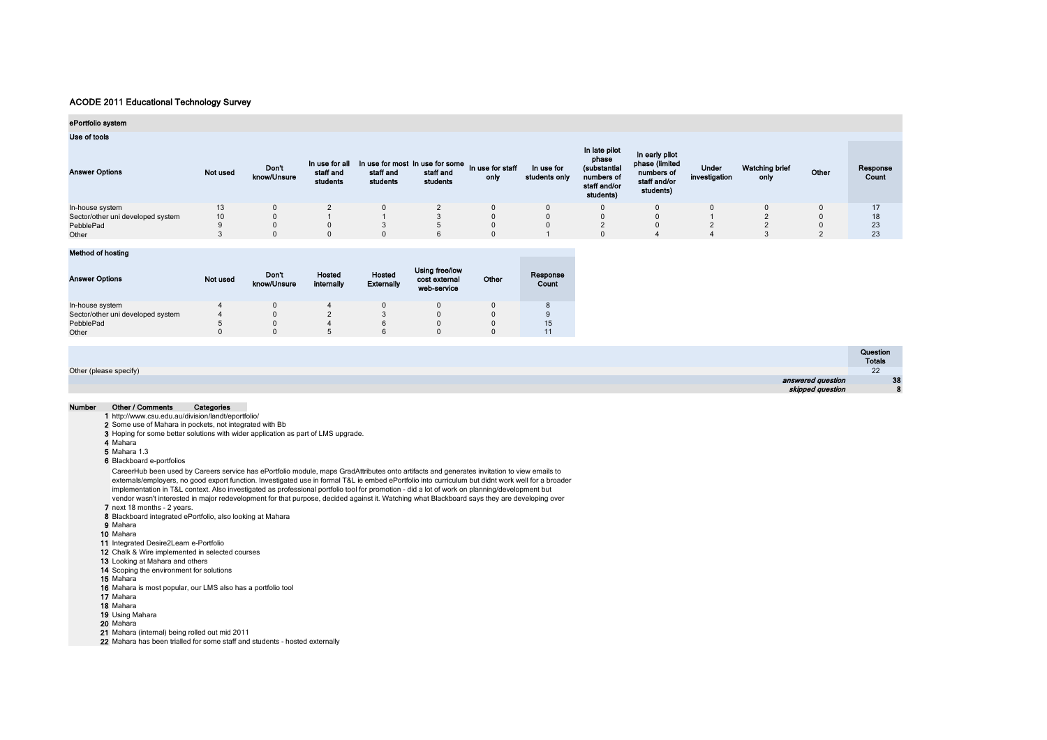# ACODE 2011 Educational Technology Survey

## ePortfolio system

### Use of tools

| Answer Options | Not used | Don't know/Unsure | In use for all staff and students | In use for most staff and students | In use for some staff and students | In use for staff only | In use for students only | In late pilot phase (substantial numbers of staff and/or students) | In early pilot phase (limited numbers of staff and/or students) | Under investigation | Watching brief only | Other | Response Count |
|---|---|---|---|---|---|---|---|---|---|---|---|---|---|
| In-house system | 13 | 0 | 2 | 0 | 2 | 0 | 0 | 0 | 0 | 0 | 0 | 0 | 17 |
| Sector/other uni developed system | 10 | 0 | 1 | 1 | 3 | 0 | 0 | 0 | 0 | 1 | 2 | 0 | 18 |
| PebblePad | 9 | 0 | 0 | 3 | 5 | 0 | 0 | 2 | 0 | 2 | 2 | 0 | 23 |
| Other | 3 | 0 | 0 | 0 | 6 | 0 | 1 | 0 | 4 | 4 | 3 | 2 | 23 |

### Method of hosting

| Answer Options | Not used | Don't know/Unsure | Hosted internally | Hosted Externally | Using free/low cost external web-service | Other | Response Count |
|---|---|---|---|---|---|---|---|
| In-house system | 4 | 0 | 4 | 0 | 0 | 0 | 8 |
| Sector/other uni developed system | 4 | 0 | 2 | 3 | 0 | 0 | 9 |
| PebblePad | 5 | 0 | 4 | 6 | 0 | 0 | 15 |
| Other | 0 | 0 | 5 | 6 | 0 | 0 | 11 |

| | Question Totals |
|---|---|
| Other (please specify) | 22 |
| *answered question* | 38 |
| *skipped question* | 8 |

| Number | Other / Comments | Categories |
|---|---|---|
| 1 | http://www.csu.edu.au/division/landt/eportfolio/ | |
| 2 | Some use of Mahara in pockets, not integrated with Bb | |
| 3 | Hoping for some better solutions with wider application as part of LMS upgrade. | |
| 4 | Mahara | |
| 5 | Mahara 1.3 | |
| 6 | Blackboard e-portfolios | |
| 7 | CareerHub been used by Careers service has ePortfolio module, maps GradAttributes onto artifacts and generates invitation to view emails to externals/employers, no good export function. Investigated use in formal T&L ie embed ePortfolio into curriculum but didnt work well for a broader implementation in T&L context. Also investigated as professional portfolio tool for promotion - did a lot of work on planning/development but vendor wasn't interested in major redevelopment for that purpose, decided against it. Watching what Blackboard says they are developing over next 18 months - 2 years. | |
| 8 | Blackboard integrated ePortfolio, also looking at Mahara | |
| 9 | Mahara | |
| 10 | Mahara | |
| 11 | Integrated Desire2Learn e-Portfolio | |
| 12 | Chalk & Wire implemented in selected courses | |
| 13 | Looking at Mahara and others | |
| 14 | Scoping the environment for solutions | |
| 15 | Mahara | |
| 16 | Mahara is most popular, our LMS also has a portfolio tool | |
| 17 | Mahara | |
| 18 | Mahara | |
| 19 | Using Mahara | |
| 20 | Mahara | |
| 21 | Mahara (internal) being rolled out mid 2011 | |
| 22 | Mahara has been trialled for some staff and students - hosted externally | |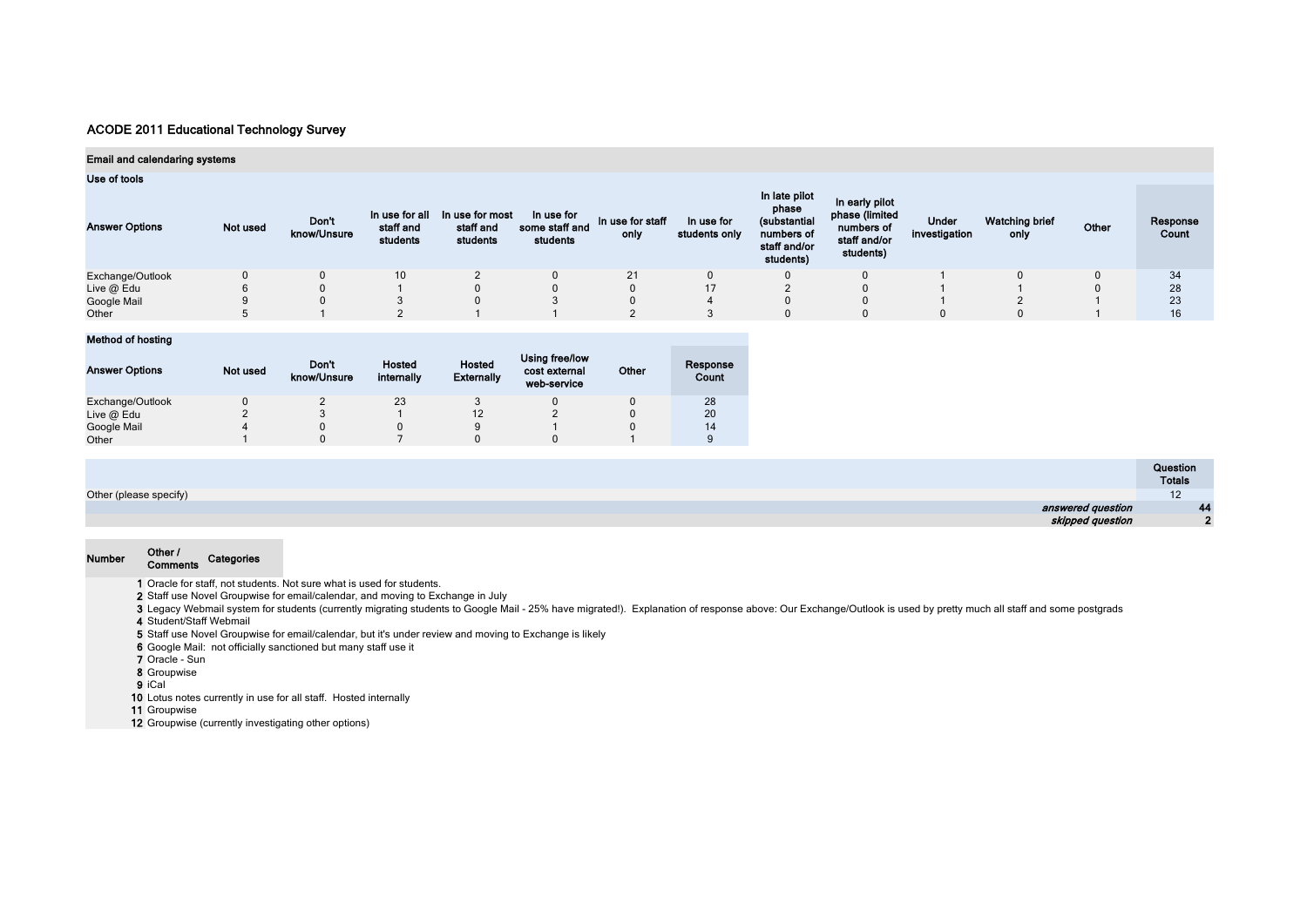# ACODE 2011 Educational Technology Survey

## Email and calendaring systems

### Use of tools

| Answer Options | Not used | Don't know/Unsure | In use for all staff and students | In use for most staff and students | In use for some staff and students | In use for staff only | In use for students only | In late pilot phase (substantial numbers of staff and/or students) | In early pilot phase (limited numbers of staff and/or students) | Under investigation | Watching brief only | Other | Response Count |
|---|---|---|---|---|---|---|---|---|---|---|---|---|---|
| Exchange/Outlook | 0 | 0 | 10 | 2 | 0 | 21 | 0 | 0 | 0 | 1 | 0 | 0 | 34 |
| Live @ Edu | 6 | 0 | 1 | 0 | 0 | 0 | 17 | 2 | 0 | 1 | 1 | 0 | 28 |
| Google Mail | 9 | 0 | 3 | 0 | 3 | 0 | 4 | 0 | 0 | 1 | 2 | 1 | 23 |
| Other | 5 | 1 | 2 | 1 | 1 | 2 | 3 | 0 | 0 | 0 | 0 | 1 | 16 |

### Method of hosting

| Answer Options | Not used | Don't know/Unsure | Hosted internally | Hosted Externally | Using free/low cost external web-service | Other | Response Count |
|---|---|---|---|---|---|---|---|
| Exchange/Outlook | 0 | 2 | 23 | 3 | 0 | 0 | 28 |
| Live @ Edu | 2 | 3 | 1 | 12 | 2 | 0 | 20 |
| Google Mail | 4 | 0 | 0 | 9 | 1 | 0 | 14 |
| Other | 1 | 0 | 7 | 0 | 0 | 1 | 9 |

| | Question Totals |
|---|---|
| Other (please specify) | 12 |
| *answered question* | **44** |
| *skipped question* | **2** |

| Number | Other / Comments | Categories |
|---|---|---|
| 1 | Oracle for staff, not students. Not sure what is used for students. | |
| 2 | Staff use Novel Groupwise for email/calendar, and moving to Exchange in July | |
| 3 | Legacy Webmail system for students (currently migrating students to Google Mail - 25% have migrated!). Explanation of response above: Our Exchange/Outlook is used by pretty much all staff and some postgrads | |
| 4 | Student/Staff Webmail | |
| 5 | Staff use Novel Groupwise for email/calendar, but it's under review and moving to Exchange is likely | |
| 6 | Google Mail: not officially sanctioned but many staff use it | |
| 7 | Oracle - Sun | |
| 8 | Groupwise | |
| 9 | iCal | |
| 10 | Lotus notes currently in use for all staff. Hosted internally | |
| 11 | Groupwise | |
| 12 | Groupwise (currently investigating other options) | |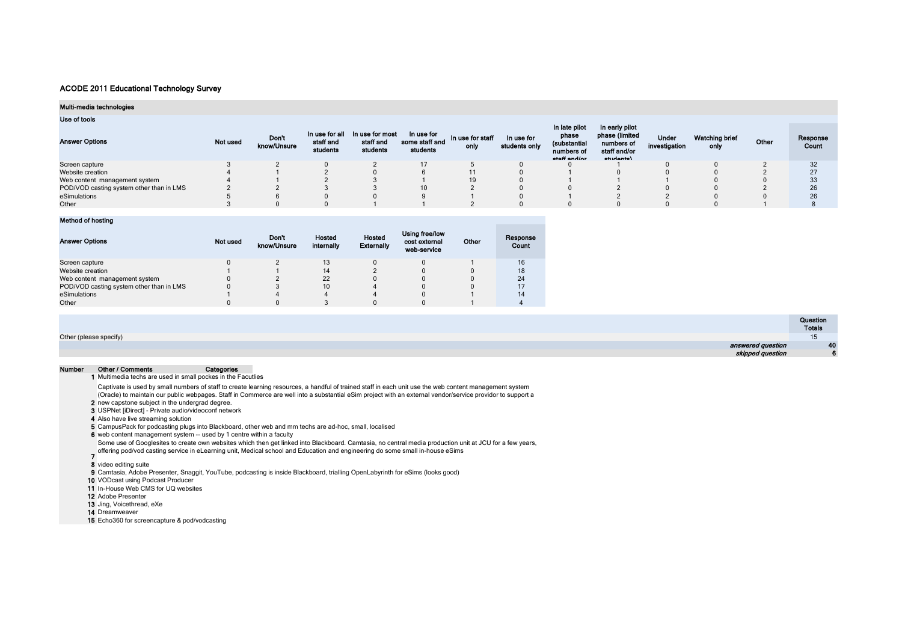# ACODE 2011 Educational Technology Survey

## Multi-media technologies

### Use of tools

| Answer Options | Not used | Don't know/Unsure | In use for all staff and students | In use for most staff and students | In use for some staff and students | In use for staff only | In use for students only | In late pilot phase (substantial numbers of staff and/or | In early pilot phase (limited numbers of staff and/or students) | Under investigation | Watching brief only | Other | Response Count |
|---|---|---|---|---|---|---|---|---|---|---|---|---|---|
| Screen capture | 3 | 2 | 0 | 2 | 17 | 5 | 0 | 0 | 1 | 0 | 0 | 2 | 32 |
| Website creation | 4 | 1 | 2 | 0 | 6 | 11 | 0 | 1 | 0 | 0 | 0 | 2 | 27 |
| Web content management system | 4 | 1 | 2 | 3 | 1 | 19 | 0 | 1 | 1 | 1 | 0 | 0 | 33 |
| POD/VOD casting system other than in LMS | 2 | 2 | 3 | 3 | 10 | 2 | 0 | 0 | 2 | 0 | 0 | 2 | 26 |
| eSimulations | 5 | 6 | 0 | 0 | 9 | 1 | 0 | 1 | 2 | 2 | 0 | 0 | 26 |
| Other | 3 | 0 | 0 | 1 | 1 | 2 | 0 | 0 | 0 | 0 | 0 | 1 | 8 |

### Method of hosting

| Answer Options | Not used | Don't know/Unsure | Hosted internally | Hosted Externally | Using free/low cost external web-service | Other | Response Count |
|---|---|---|---|---|---|---|---|
| Screen capture | 0 | 2 | 13 | 0 | 0 | 1 | 16 |
| Website creation | 1 | 1 | 14 | 2 | 0 | 0 | 18 |
| Web content management system | 0 | 2 | 22 | 0 | 0 | 0 | 24 |
| POD/VOD casting system other than in LMS | 0 | 3 | 10 | 4 | 0 | 0 | 17 |
| eSimulations | 1 | 4 | 4 | 4 | 0 | 1 | 14 |
| Other | 0 | 0 | 3 | 0 | 0 | 1 | 4 |

| | Question Totals |
|---|---|
| Other (please specify) | 15 |
| *answered question* | 40 |
| *skipped question* | 6 |

| Number | Other / Comments | Categories |
|---|---|---|
| 1 | Multimedia techs are used in small pockes in the Facutlies | |
| 2 | Captivate is used by small numbers of staff to create learning resources, a handful of trained staff in each unit use the web content management system (Oracle) to maintain our public webpages. Staff in Commerce are well into a substantial eSim project with an external vendor/service providor to support a new capstone subject in the undergrad degree. | |
| 3 | USPNet [iDirect] - Private audio/videoconf network | |
| 4 | Also have live streaming solution | |
| 5 | CampusPack for podcasting plugs into Blackboard, other web and mm techs are ad-hoc, small, localised | |
| 6 | web content management system -- used by 1 centre within a faculty | |
| 7 | Some use of Googlesites to create own websites which then get linked into Blackboard. Camtasia, no central media production unit at JCU for a few years, offering pod/vod casting service in eLearning unit, Medical school and Education and engineering do some small in-house eSims | |
| 8 | video editing suite | |
| 9 | Camtasia, Adobe Presenter, Snaggit, YouTube, podcasting is inside Blackboard, trialling OpenLabyrinth for eSims (looks good) | |
| 10 | VODcast using Podcast Producer | |
| 11 | In-House Web CMS for UQ websites | |
| 12 | Adobe Presenter | |
| 13 | Jing, Voicethread, eXe | |
| 14 | Dreamweaver | |
| 15 | Echo360 for screencapture & pod/vodcasting | |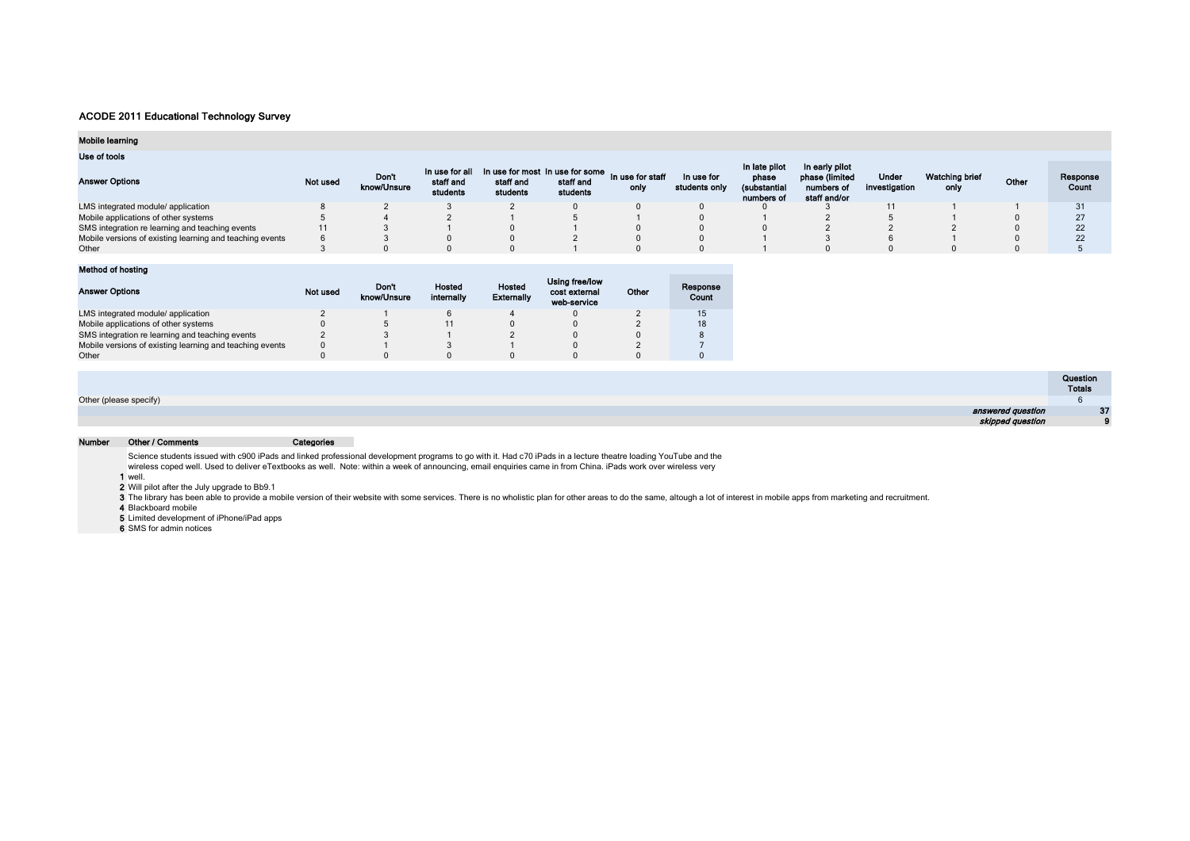## ACODE 2011 Educational Technology Survey

### Mobile learning

#### Use of tools

| Answer Options | Not used | Don't know/Unsure | In use for all staff and students | In use for most staff and students | In use for some staff and students | In use for staff only | In use for students only | In late pilot phase (substantial numbers of | In early pilot phase (limited numbers of staff and/or | Under investigation | Watching brief only | Other | Response Count |
|---|---|---|---|---|---|---|---|---|---|---|---|---|---|
| LMS integrated module/ application | 8 | 2 | 3 | 2 | 0 | 0 | 0 | 0 | 3 | 11 | 1 | 1 | 31 |
| Mobile applications of other systems | 5 | 4 | 2 | 1 | 5 | 1 | 0 | 1 | 2 | 5 | 1 | 0 | 27 |
| SMS integration re learning and teaching events | 11 | 3 | 1 | 0 | 1 | 0 | 0 | 0 | 2 | 2 | 2 | 0 | 22 |
| Mobile versions of existing learning and teaching events | 6 | 3 | 0 | 0 | 2 | 0 | 0 | 1 | 3 | 6 | 1 | 0 | 22 |
| Other | 3 | 0 | 0 | 0 | 1 | 0 | 0 | 1 | 0 | 0 | 0 | 0 | 5 |

#### Method of hosting

| Answer Options | Not used | Don't know/Unsure | Hosted internally | Hosted Externally | Using free/low cost external web-service | Other | Response Count |
|---|---|---|---|---|---|---|---|
| LMS integrated module/ application | 2 | 1 | 6 | 4 | 0 | 2 | 15 |
| Mobile applications of other systems | 0 | 5 | 11 | 0 | 0 | 2 | 18 |
| SMS integration re learning and teaching events | 2 | 3 | 1 | 2 | 0 | 0 | 8 |
| Mobile versions of existing learning and teaching events | 0 | 1 | 3 | 1 | 0 | 2 | 7 |
| Other | 0 | 0 | 0 | 0 | 0 | 0 | 0 |

| | Question Totals |
|---|---|
| Other (please specify) | 6 |
| *answered question* | 37 |
| *skipped question* | 9 |

| Number | Other / Comments | Categories |
|---|---|---|
| 1 | Science students issued with c900 iPads and linked professional development programs to go with it. Had c70 iPads in a lecture theatre loading YouTube and the wireless coped well. Used to deliver eTextbooks as well. Note: within a week of announcing, email enquiries came in from China. iPads work over wireless very well. | |
| 2 | Will pilot after the July upgrade to Bb9.1 | |
| 3 | The library has been able to provide a mobile version of their website with some services. There is no wholistic plan for other areas to do the same, altough a lot of interest in mobile apps from marketing and recruitment. | |
| 4 | Blackboard mobile | |
| 5 | Limited development of iPhone/iPad apps | |
| 6 | SMS for admin notices | |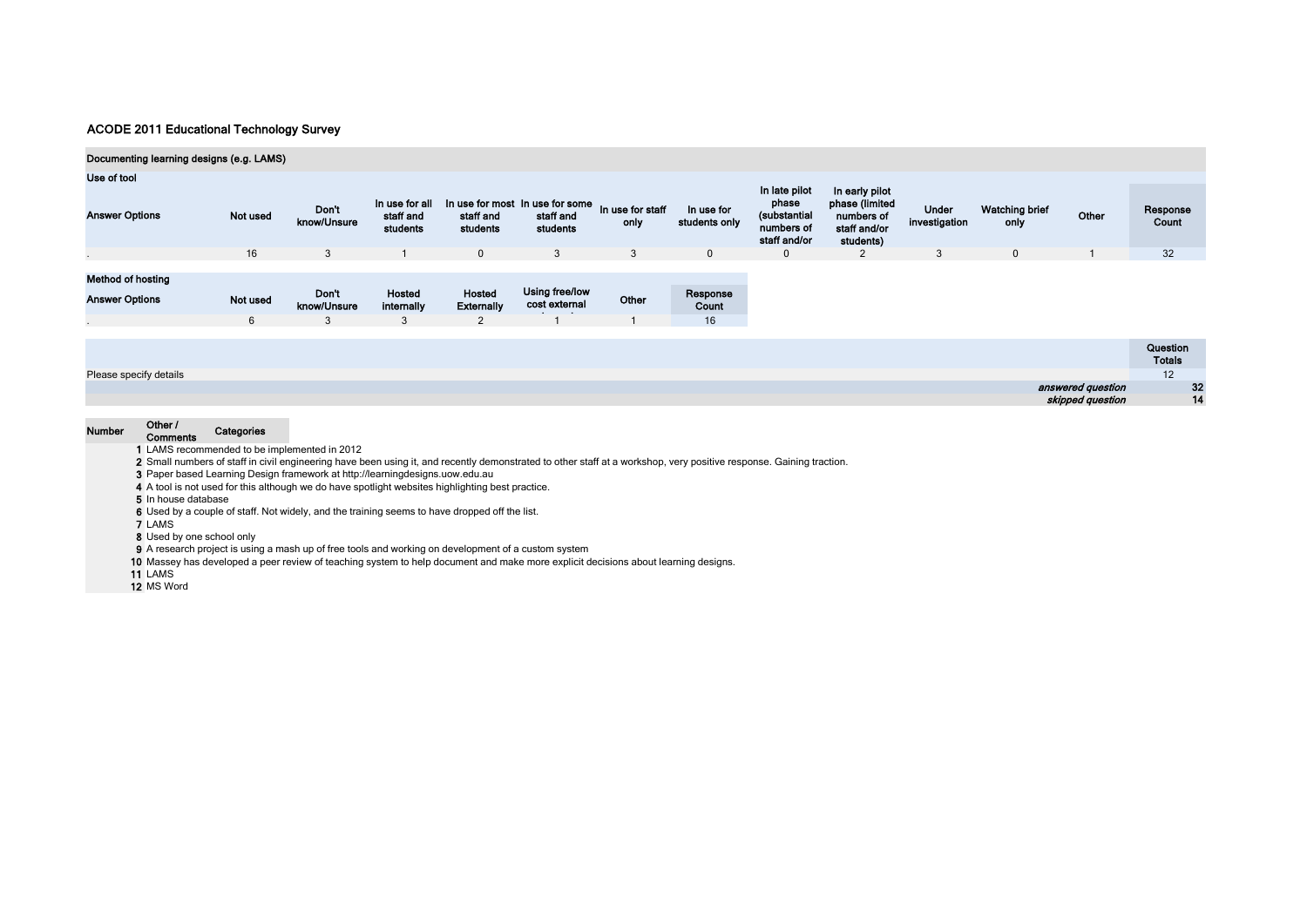## ACODE 2011 Educational Technology Survey

### Documenting learning designs (e.g. LAMS)

**Use of tool**

| Answer Options | Not used | Don't know/Unsure | In use for all staff and students | In use for most staff and students | In use for some staff and students | In use for staff only | In use for students only | In late pilot phase (substantial numbers of staff and/or | In early pilot phase (limited numbers of staff and/or students) | Under investigation | Watching brief only | Other | Response Count |
|---|---|---|---|---|---|---|---|---|---|---|---|---|---|
| . | 16 | 3 | 1 | 0 | 3 | 3 | 0 | 0 | 2 | 3 | 0 | 1 | 32 |

**Method of hosting**

| Answer Options | Not used | Don't know/Unsure | Hosted internally | Hosted Externally | Using free/low cost external | Other | Response Count |
|---|---|---|---|---|---|---|---|
| . | 6 | 3 | 3 | 2 | 1 | 1 | 16 |

| | Question Totals |
|---|---|
| Please specify details | 12 |
| *answered question* | 32 |
| *skipped question* | 14 |

| Number | Other / Comments | Categories |
|---|---|---|
| 1 | LAMS recommended to be implemented in 2012 | |
| 2 | Small numbers of staff in civil engineering have been using it, and recently demonstrated to other staff at a workshop, very positive response. Gaining traction. | |
| 3 | Paper based Learning Design framework at http://learningdesigns.uow.edu.au | |
| 4 | A tool is not used for this although we do have spotlight websites highlighting best practice. | |
| 5 | In house database | |
| 6 | Used by a couple of staff. Not widely, and the training seems to have dropped off the list. | |
| 7 | LAMS | |
| 8 | Used by one school only | |
| 9 | A research project is using a mash up of free tools and working on development of a custom system | |
| 10 | Massey has developed a peer review of teaching system to help document and make more explicit decisions about learning designs. | |
| 11 | LAMS | |
| 12 | MS Word | |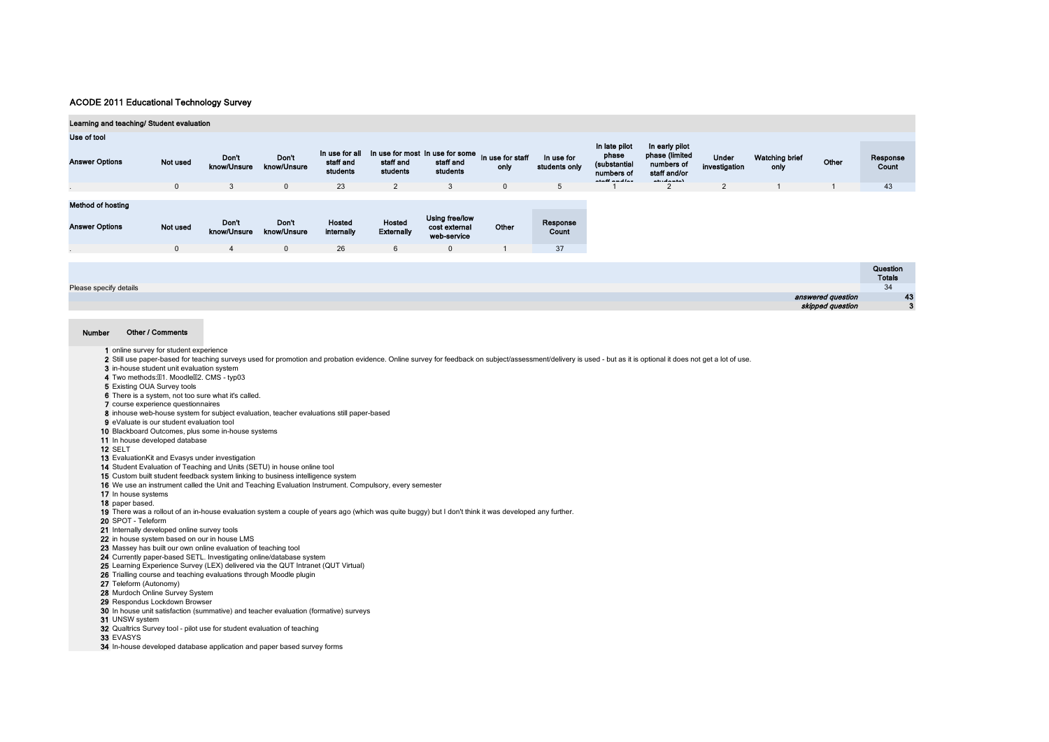## ACODE 2011 Educational Technology Survey

### Learning and teaching/ Student evaluation

#### Use of tool

| Answer Options | Not used | Don't know/Unsure | Don't know/Unsure | In use for all staff and students | In use for most staff and students | In use for some staff and students | In use for staff only | In use for students only | In late pilot phase (substantial numbers of staff and/or | In early pilot phase (limited numbers of staff and/or students) | Under investigation | Watching brief only | Other | Response Count |
|---|---|---|---|---|---|---|---|---|---|---|---|---|---|---|
| . | 0 | 3 | 0 | 23 | 2 | 3 | 0 | 5 | 1 | 2 | 2 | 1 | 1 | 43 |

#### Method of hosting

| Answer Options | Not used | Don't know/Unsure | Don't know/Unsure | Hosted internally | Hosted Externally | Using free/low cost external web-service | Other | Response Count |
|---|---|---|---|---|---|---|---|---|
| . | 0 | 4 | 0 | 26 | 6 | 0 | 1 | 37 |

| | Question Totals |
|---|---|
| Please specify details | 34 |
| *answered question* | 43 |
| *skipped question* | 3 |

| Number | Other / Comments |
|---|---|
| 1 | online survey for student experience |
| 2 | Still use paper-based for teaching surveys used for promotion and probation evidence. Online survey for feedback on subject/assessment/delivery is used - but as it is optional it does not get a lot of use. |
| 3 | in-house student unit evaluation system |
| 4 | Two methods: 1. Moodle 2. CMS - typ03 |
| 5 | Existing OUA Survey tools |
| 6 | There is a system, not too sure what it's called. |
| 7 | course experience questionnaires |
| 8 | inhouse web-house system for subject evaluation, teacher evaluations still paper-based |
| 9 | eValuate is our student evaluation tool |
| 10 | Blackboard Outcomes, plus some in-house systems |
| 11 | In house developed database |
| 12 | SELT |
| 13 | EvaluationKit and Evasys under investigation |
| 14 | Student Evaluation of Teaching and Units (SETU) in house online tool |
| 15 | Custom built student feedback system linking to business intelligence system |
| 16 | We use an instrument called the Unit and Teaching Evaluation Instrument. Compulsory, every semester |
| 17 | In house systems |
| 18 | paper based. |
| 19 | There was a rollout of an in-house evaluation system a couple of years ago (which was quite buggy) but I don't think it was developed any further. |
| 20 | SPOT - Teleform |
| 21 | Internally developed online survey tools |
| 22 | in house system based on our in house LMS |
| 23 | Massey has built our own online evaluation of teaching tool |
| 24 | Currently paper-based SETL. Investigating online/database system |
| 25 | Learning Experience Survey (LEX) delivered via the QUT Intranet (QUT Virtual) |
| 26 | Trialling course and teaching evaluations through Moodle plugin |
| 27 | Teleform (Autonomy) |
| 28 | Murdoch Online Survey System |
| 29 | Respondus Lockdown Browser |
| 30 | In house unit satisfaction (summative) and teacher evaluation (formative) surveys |
| 31 | UNSW system |
| 32 | Qualtrics Survey tool - pilot use for student evaluation of teaching |
| 33 | EVASYS |
| 34 | In-house developed database application and paper based survey forms |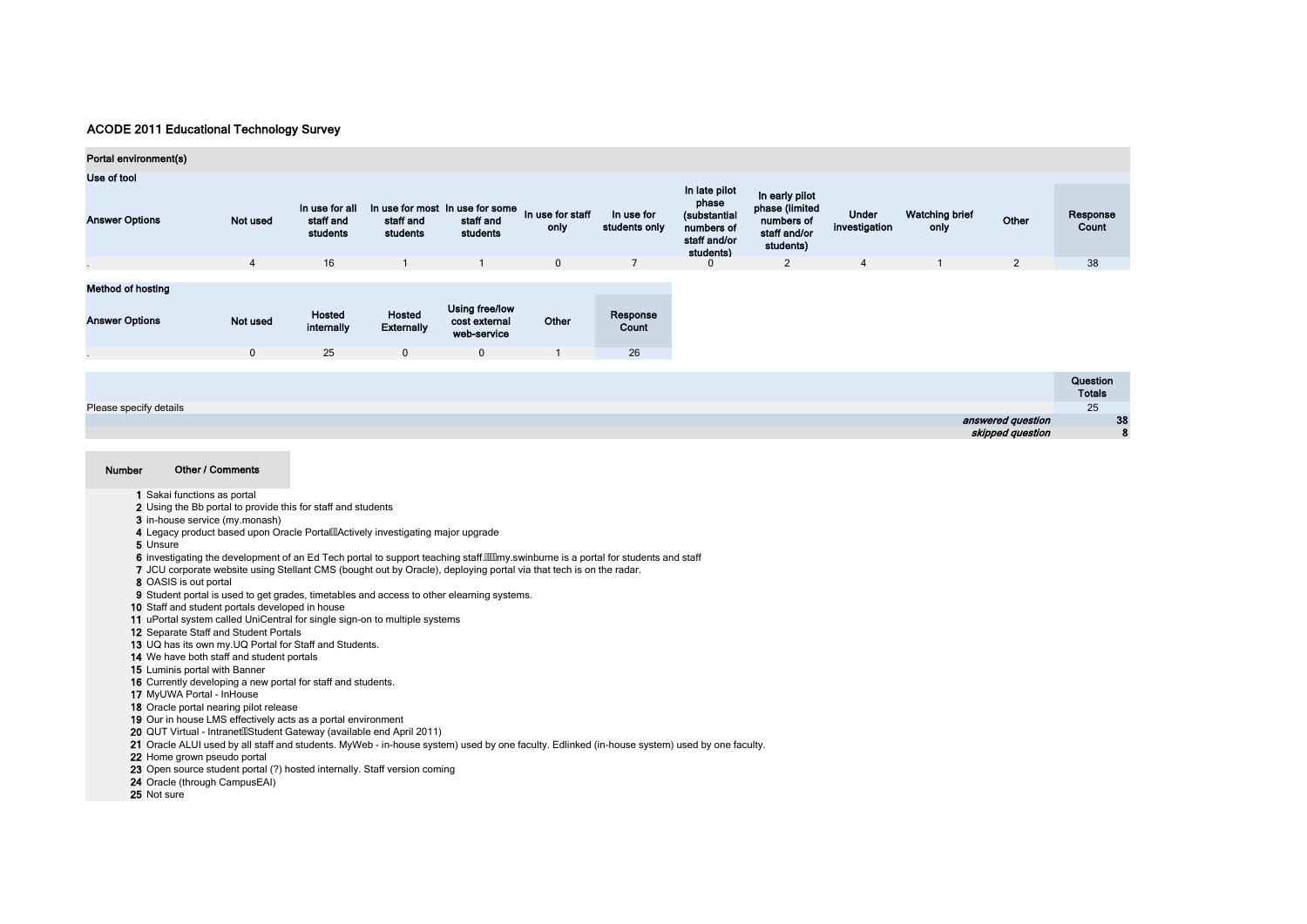## ACODE 2011 Educational Technology Survey

### Portal environment(s)

**Use of tool**

| Answer Options | Not used | In use for all staff and students | In use for most staff and students | In use for some staff and students | In use for staff only | In use for students only | In late pilot phase (substantial numbers of staff and/or students) | In early pilot phase (limited numbers of staff and/or students) | Under investigation | Watching brief only | Other | Response Count |
|---|---|---|---|---|---|---|---|---|---|---|---|---|
| . | 4 | 16 | 1 | 1 | 0 | 7 | 0 | 2 | 4 | 1 | 2 | 38 |

**Method of hosting**

| Answer Options | Not used | Hosted internally | Hosted Externally | Using free/low cost external web-service | Other | Response Count |
|---|---|---|---|---|---|---|
| . | 0 | 25 | 0 | 0 | 1 | 26 |

| | Question Totals |
|---|---|
| Please specify details | 25 |
| *answered question* | **38** |
| *skipped question* | **8** |

| Number | Other / Comments |
|---|---|
| 1 | Sakai functions as portal |
| 2 | Using the Bb portal to provide this for staff and students |
| 3 | in-house service (my.monash) |
| 4 | Legacy product based upon Oracle PortalActively investigating major upgrade |
| 5 | Unsure |
| 6 | investigating the development of an Ed Tech portal to support teaching staff.my.swinburne is a portal for students and staff |
| 7 | JCU corporate website using Stellant CMS (bought out by Oracle), deploying portal via that tech is on the radar. |
| 8 | OASIS is out portal |
| 9 | Student portal is used to get grades, timetables and access to other elearning systems. |
| 10 | Staff and student portals developed in house |
| 11 | uPortal system called UniCentral for single sign-on to multiple systems |
| 12 | Separate Staff and Student Portals |
| 13 | UQ has its own my.UQ Portal for Staff and Students. |
| 14 | We have both staff and student portals |
| 15 | Luminis portal with Banner |
| 16 | Currently developing a new portal for staff and students. |
| 17 | MyUWA Portal - InHouse |
| 18 | Oracle portal nearing pilot release |
| 19 | Our in house LMS effectively acts as a portal environment |
| 20 | QUT Virtual - IntranetStudent Gateway (available end April 2011) |
| 21 | Oracle ALUI used by all staff and students. MyWeb - in-house system) used by one faculty. Edlinked (in-house system) used by one faculty. |
| 22 | Home grown pseudo portal |
| 23 | Open source student portal (?) hosted internally. Staff version coming |
| 24 | Oracle (through CampusEAI) |
| 25 | Not sure |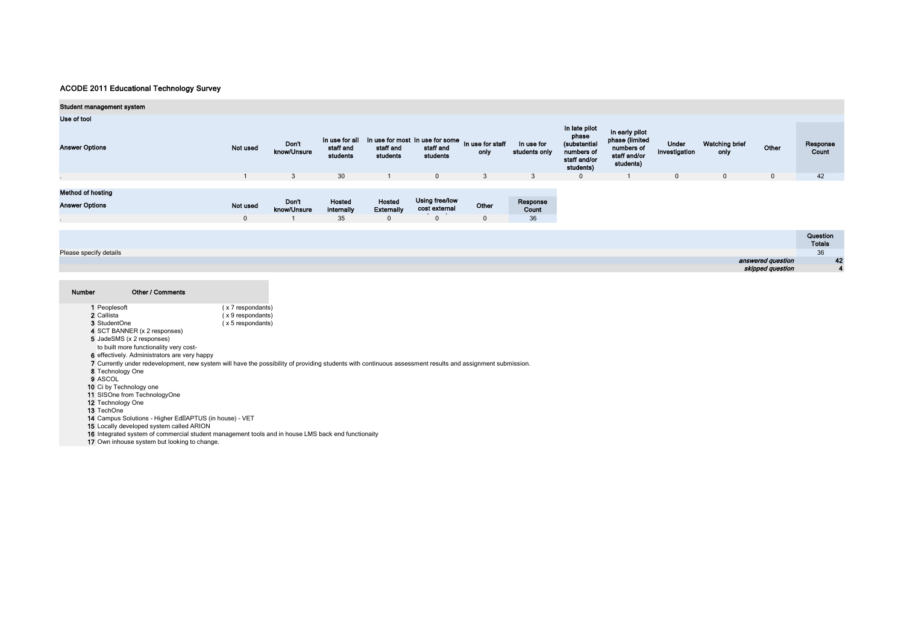# ACODE 2011 Educational Technology Survey

## Student management system

### Use of tool

| Answer Options | Not used | Don't know/Unsure | In use for all staff and students | In use for most staff and students | In use for some staff and students | In use for staff only | In use for students only | In late pilot phase (substantial numbers of staff and/or students) | In early pilot phase (limited numbers of staff and/or students) | Under investigation | Watching brief only | Other | Response Count |
|---|---|---|---|---|---|---|---|---|---|---|---|---|---|
| . | 1 | 3 | 30 | 1 | 0 | 3 | 3 | 0 | 1 | 0 | 0 | 0 | 42 |

### Method of hosting

| Answer Options | Not used | Don't know/Unsure | Hosted internally | Hosted Externally | Using free/low cost external | Other | Response Count |
|---|---|---|---|---|---|---|---|
| . | 0 | 1 | 35 | 0 | 0 | 0 | 36 |

| | Question Totals |
|---|---|
| Please specify details | 36 |
| *answered question* | 42 |
| *skipped question* | 4 |

| Number | Other / Comments |
|---|---|
| 1 | Peoplesoft ( x 7 respondants) |
| 2 | Callista ( x 9 respondants) |
| 3 | StudentOne ( x 5 respondants) |
| 4 | SCT BANNER (x 2 responses) |
| 5 | JadeSMS (x 2 responses) |
| 6 | to built more functionality very cost-effectively. Administrators are very happy |
| 7 | Currently under redevelopment, new system will have the possibility of providing students with continuous assessment results and assignment submission. |
| 8 | Technology One |
| 9 | ASCOL |
| 10 | Ci by Technology one |
| 11 | SISOne from TechnologyOne |
| 12 | Technology One |
| 13 | TechOne |
| 14 | Campus Solutions - Higher EdAPTUS (in house) - VET |
| 15 | Locally developed system called ARION |
| 16 | Integrated system of commercial student management tools and in house LMS back end functionaity |
| 17 | Own inhouse system but looking to change. |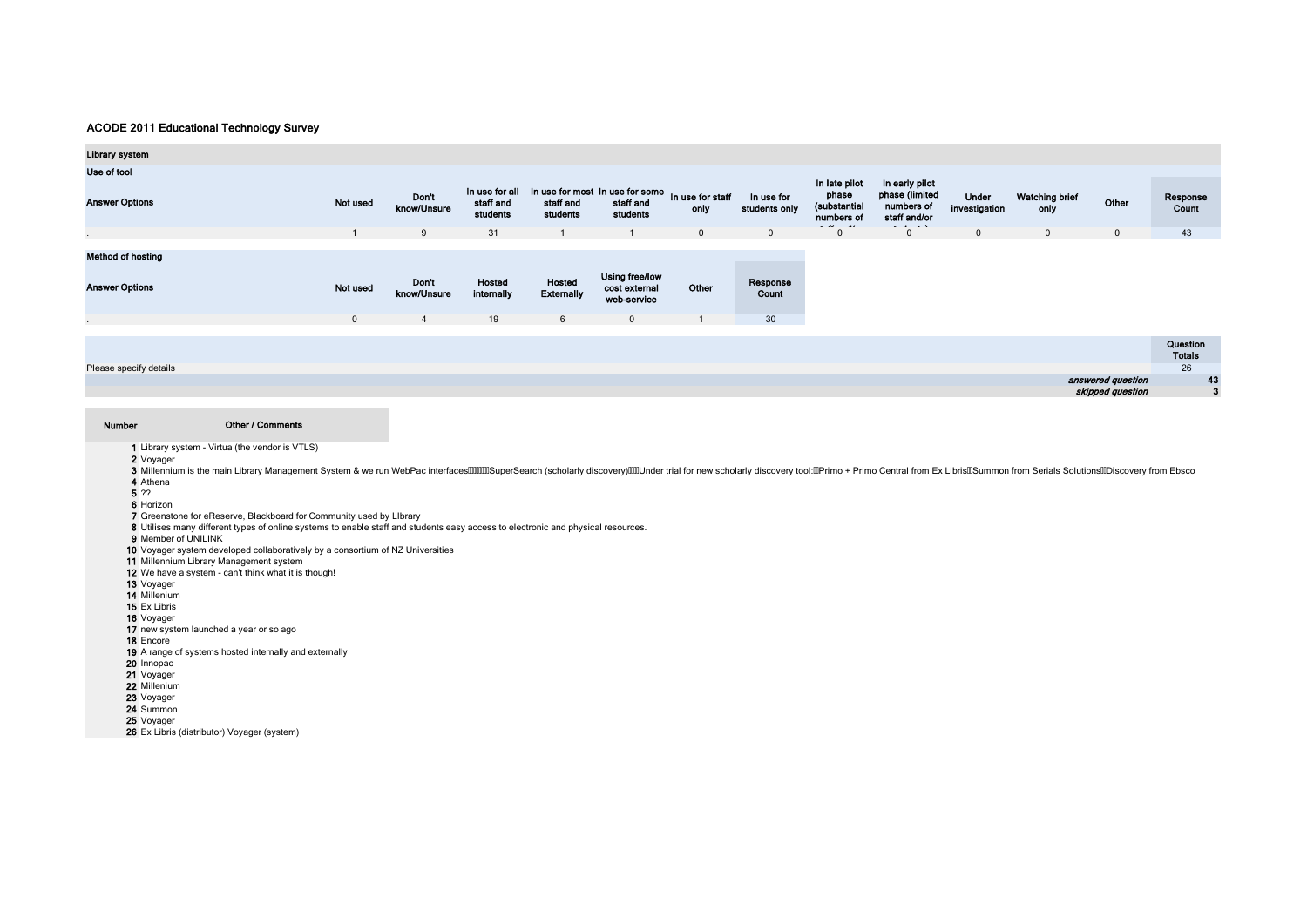# ACODE 2011 Educational Technology Survey

## Library system

### Use of tool

| Answer Options | Not used | Don't know/Unsure | In use for all staff and students | In use for most staff and students | In use for some staff and students | In use for staff only | In use for students only | In late pilot phase (substantial numbers of staff and/or students) | In early pilot phase (limited numbers of staff and/or students) | Under investigation | Watching brief only | Other | Response Count |
|---|---|---|---|---|---|---|---|---|---|---|---|---|---|
| . | 1 | 9 | 31 | 1 | 1 | 0 | 0 | 0 | 0 | 0 | 0 | 0 | 43 |

### Method of hosting

| Answer Options | Not used | Don't know/Unsure | Hosted internally | Hosted Externally | Using free/low cost external web-service | Other | Response Count |
|---|---|---|---|---|---|---|---|
| . | 0 | 4 | 19 | 6 | 0 | 1 | 30 |

| | Question Totals |
|---|---|
| Please specify details | 26 |
| *answered question* | 43 |
| *skipped question* | 3 |

| Number | Other / Comments |
|---|---|
| 1 | Library system - Virtua (the vendor is VTLS) |
| 2 | Voyager |
| 3 | Millennium is the main Library Management System & we run WebPac interfaces SuperSearch (scholarly discovery) Under trial for new scholarly discovery tool: Primo + Primo Central from Ex Libris Summon from Serials Solutions Discovery from Ebsco |
| 4 | Athena |
| 5 | ?? |
| 6 | Horizon |
| 7 | Greenstone for eReserve, Blackboard for Community used by LIbrary |
| 8 | Utilises many different types of online systems to enable staff and students easy access to electronic and physical resources. |
| 9 | Member of UNILINK |
| 10 | Voyager system developed collaboratively by a consortium of NZ Universities |
| 11 | Millennium Library Management system |
| 12 | We have a system - can't think what it is though! |
| 13 | Voyager |
| 14 | Millenium |
| 15 | Ex Libris |
| 16 | Voyager |
| 17 | new system launched a year or so ago |
| 18 | Encore |
| 19 | A range of systems hosted internally and externally |
| 20 | Innopac |
| 21 | Voyager |
| 22 | Millenium |
| 23 | Voyager |
| 24 | Summon |
| 25 | Voyager |
| 26 | Ex Libris (distributor) Voyager (system) |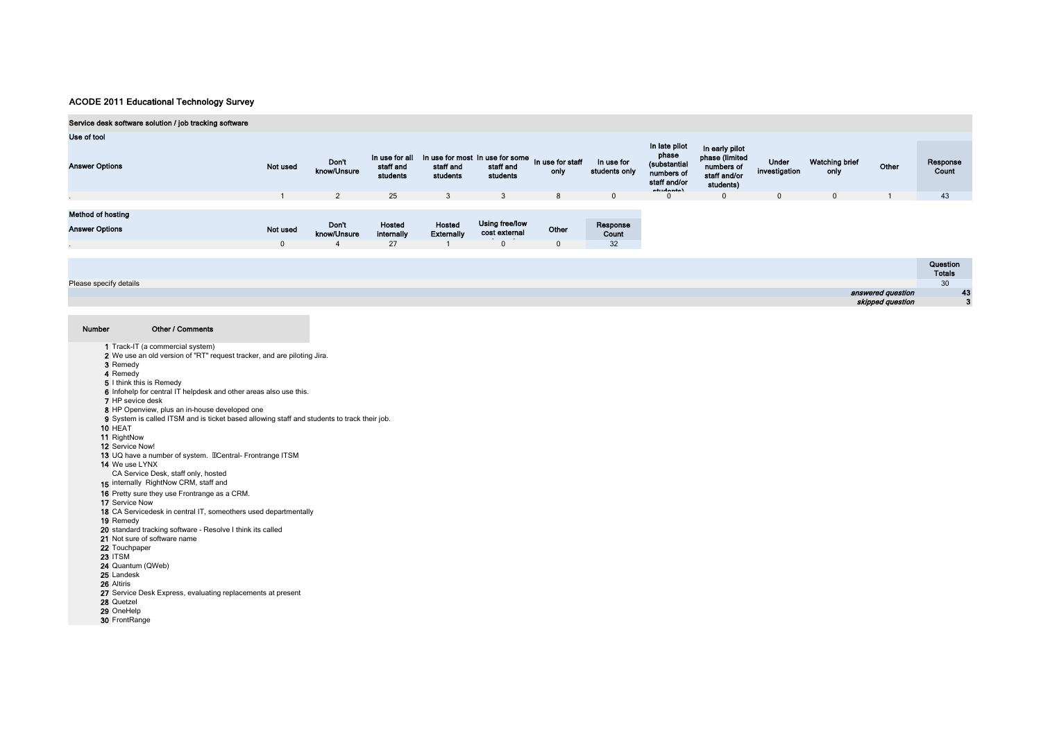# ACODE 2011 Educational Technology Survey

## Service desk software solution / job tracking software

### Use of tool

| Answer Options | Not used | Don't know/Unsure | In use for all staff and students | In use for most staff and students | In use for some staff and students | In use for staff only | In use for students only | In late pilot phase (substantial numbers of staff and/or students) | In early pilot phase (limited numbers of staff and/or students) | Under investigation | Watching brief only | Other | Response Count |
|---|---|---|---|---|---|---|---|---|---|---|---|---|---|
| . | 1 | 2 | 25 | 3 | 3 | 8 | 0 | 0 | 0 | 0 | 0 | 1 | 43 |

### Method of hosting

| Answer Options | Not used | Don't know/Unsure | Hosted internally | Hosted Externally | Using free/low cost external | Other | Response Count |
|---|---|---|---|---|---|---|---|
| . | 0 | 4 | 27 | 1 | 0 | 0 | 32 |

| | Question Totals |
|---|---|
| Please specify details | 30 |
| *answered question* | 43 |
| *skipped question* | 3 |

| Number | Other / Comments |
|---|---|
| 1 | Track-IT (a commercial system) |
| 2 | We use an old version of "RT" request tracker, and are piloting Jira. |
| 3 | Remedy |
| 4 | Remedy |
| 5 | I think this is Remedy |
| 6 | Infohelp for central IT helpdesk and other areas also use this. |
| 7 | HP sevice desk |
| 8 | HP Openview, plus an in-house developed one |
| 9 | System is called ITSM and is ticket based allowing staff and students to track their job. |
| 10 | HEAT |
| 11 | RightNow |
| 12 | Service Now! |
| 13 | UQ have a number of system. Central- Frontrange ITSM |
| 14 | We use LYNX |
| 15 | CA Service Desk, staff only, hosted internally RightNow CRM, staff and |
| 16 | Pretty sure they use Frontrange as a CRM. |
| 17 | Service Now |
| 18 | CA Servicedesk in central IT, someothers used departmentally |
| 19 | Remedy |
| 20 | standard tracking software - Resolve I think its called |
| 21 | Not sure of software name |
| 22 | Touchpaper |
| 23 | ITSM |
| 24 | Quantum (QWeb) |
| 25 | Landesk |
| 26 | Altiris |
| 27 | Service Desk Express, evaluating replacements at present |
| 28 | Quetzel |
| 29 | OneHelp |
| 30 | FrontRange |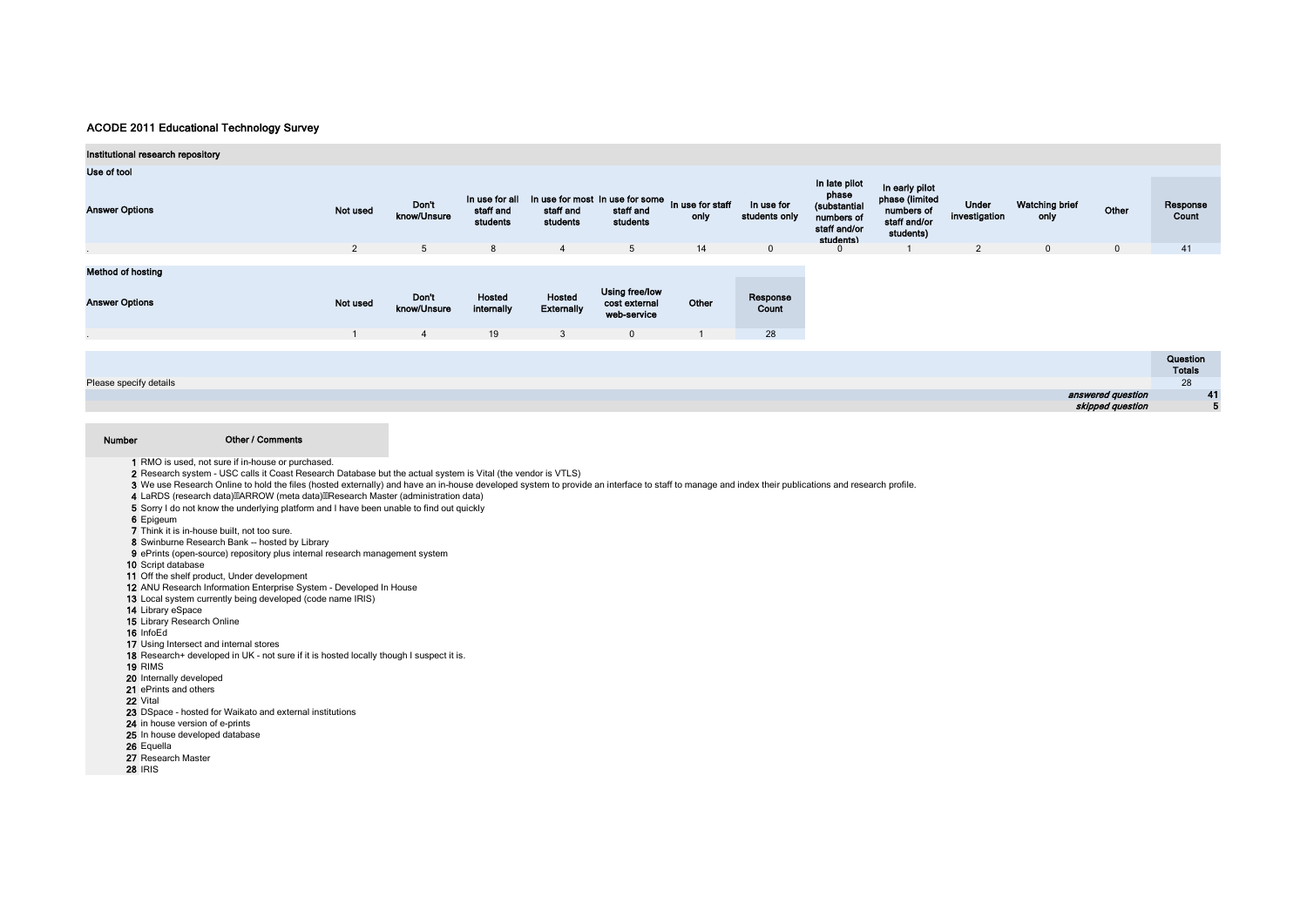# ACODE 2011 Educational Technology Survey

## Institutional research repository

### Use of tool

| Answer Options | Not used | Don't know/Unsure | In use for all staff and students | In use for most staff and students | In use for some staff and students | In use for staff only | In use for students only | In late pilot phase (substantial numbers of staff and/or students) | In early pilot phase (limited numbers of staff and/or students) | Under investigation | Watching brief only | Other | Response Count |
|---|---|---|---|---|---|---|---|---|---|---|---|---|---|
| . | 2 | 5 | 8 | 4 | 5 | 14 | 0 | 0 | 1 | 2 | 0 | 0 | 41 |

### Method of hosting

| Answer Options | Not used | Don't know/Unsure | Hosted internally | Hosted Externally | Using free/low cost external web-service | Other | Response Count |
|---|---|---|---|---|---|---|---|
| . | 1 | 4 | 19 | 3 | 0 | 1 | 28 |

| | Question Totals |
|---|---|
| Please specify details | 28 |
| *answered question* | 41 |
| *skipped question* | 5 |

| Number | Other / Comments |
|---|---|
| 1 | RMO is used, not sure if in-house or purchased. |
| 2 | Research system - USC calls it Coast Research Database but the actual system is Vital (the vendor is VTLS) |
| 3 | We use Research Online to hold the files (hosted externally) and have an in-house developed system to provide an interface to staff to manage and index their publications and research profile. |
| 4 | LaRDS (research data)ARROW (meta data)Research Master (administration data) |
| 5 | Sorry I do not know the underlying platform and I have been unable to find out quickly |
| 6 | Epigeum |
| 7 | Think it is in-house built, not too sure. |
| 8 | Swinburne Research Bank -- hosted by Library |
| 9 | ePrints (open-source) repository plus internal research management system |
| 10 | Script database |
| 11 | Off the shelf product, Under development |
| 12 | ANU Research Information Enterprise System - Developed In House |
| 13 | Local system currently being developed (code name IRIS) |
| 14 | Library eSpace |
| 15 | Library Research Online |
| 16 | InfoEd |
| 17 | Using Intersect and internal stores |
| 18 | Research+ developed in UK - not sure if it is hosted locally though I suspect it is. |
| 19 | RIMS |
| 20 | Internally developed |
| 21 | ePrints and others |
| 22 | Vital |
| 23 | DSpace - hosted for Waikato and external institutions |
| 24 | in house version of e-prints |
| 25 | In house developed database |
| 26 | Equella |
| 27 | Research Master |
| 28 | IRIS |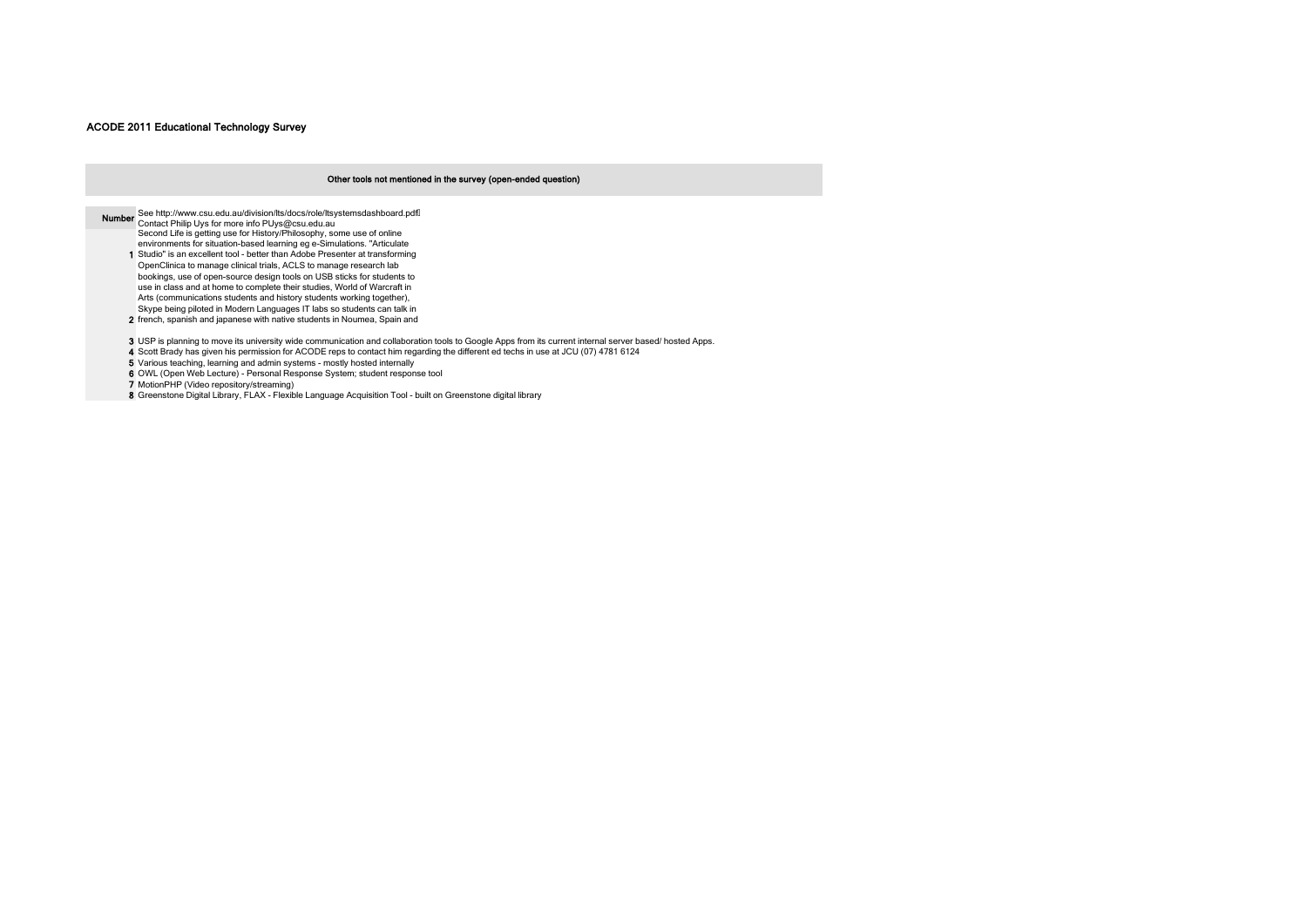**ACODE 2011 Educational Technology Survey**

| Number | Other tools not mentioned in the survey (open-ended question) |
|---|---|
| 1 | See http://www.csu.edu.au/division/lts/docs/role/ltsystemsdashboard.pdf Contact Philip Uys for more info PUys@csu.edu.au |
| 2 | Second Life is getting use for History/Philosophy, some use of online environments for situation-based learning eg e-Simulations. "Articulate Studio" is an excellent tool - better than Adobe Presenter at transforming OpenClinica to manage clinical trials, ACLS to manage research lab bookings, use of open-source design tools on USB sticks for students to use in class and at home to complete their studies, World of Warcraft in Arts (communications students and history students working together), Skype being piloted in Modern Languages IT labs so students can talk in french, spanish and japanese with native students in Noumea, Spain and |
| 3 | USP is planning to move its university wide communication and collaboration tools to Google Apps from its current internal server based/ hosted Apps. |
| 4 | Scott Brady has given his permission for ACODE reps to contact him regarding the different ed techs in use at JCU (07) 4781 6124 |
| 5 | Various teaching, learning and admin systems - mostly hosted internally |
| 6 | OWL (Open Web Lecture) - Personal Response System; student response tool |
| 7 | MotionPHP (Video repository/streaming) |
| 8 | Greenstone Digital Library, FLAX - Flexible Language Acquisition Tool - built on Greenstone digital library |